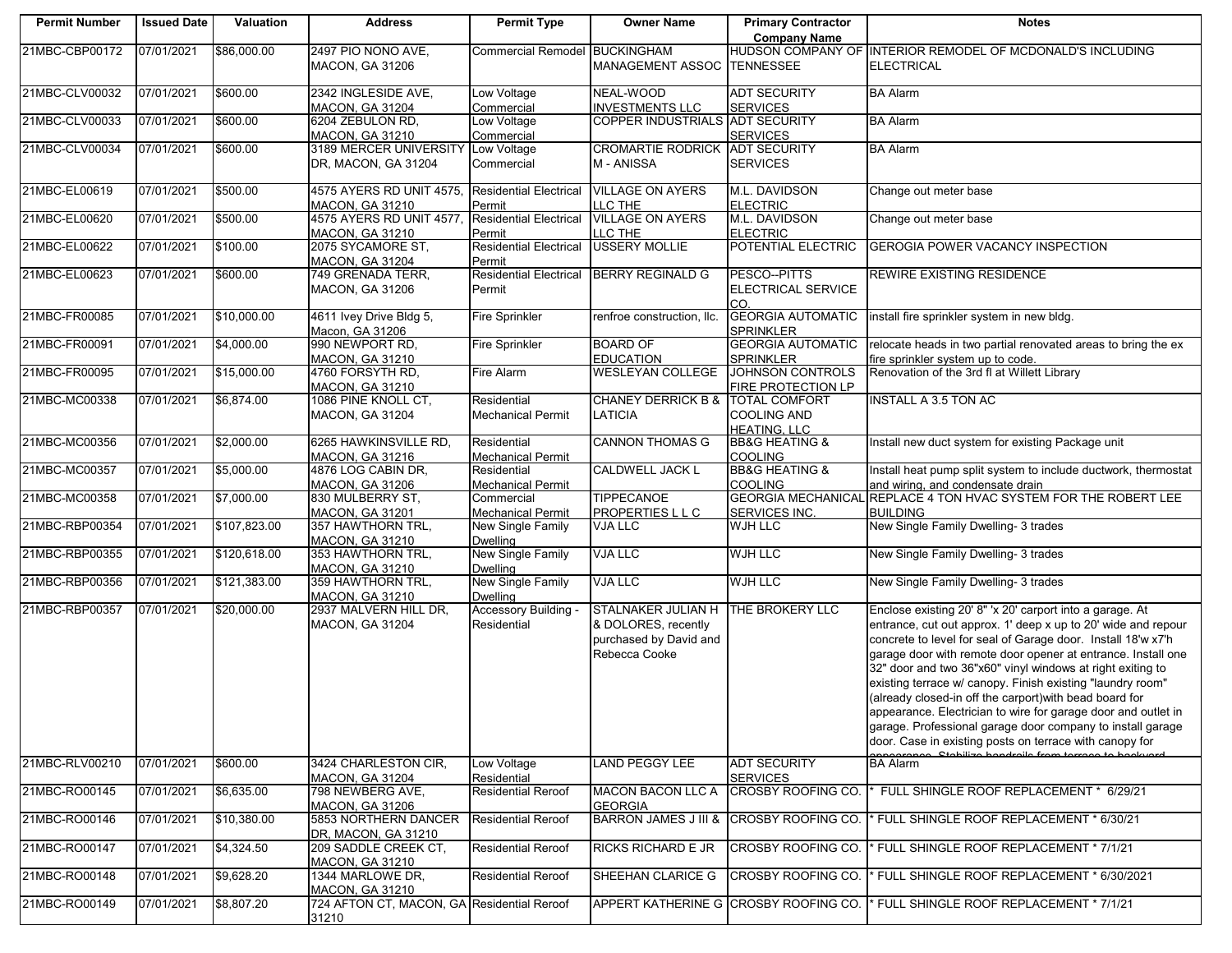| Permit Number | Issued Date | Valuation | Address | Permit Type | Owner Name | Primary Contractor Company Name | Notes |
|---|---|---|---|---|---|---|---|
| 21MBC-CBP00172 | 07/01/2021 | $86,000.00 | 2497 PIO NONO AVE, MACON, GA 31206 | Commercial Remodel | BUCKINGHAM MANAGEMENT ASSOC | HUDSON COMPANY OF TENNESSEE | INTERIOR REMODEL OF MCDONALD'S INCLUDING ELECTRICAL |
| 21MBC-CLV00032 | 07/01/2021 | $600.00 | 2342 INGLESIDE AVE, MACON, GA 31204 | Low Voltage Commercial | NEAL-WOOD INVESTMENTS LLC | ADT SECURITY SERVICES | BA Alarm |
| 21MBC-CLV00033 | 07/01/2021 | $600.00 | 6204 ZEBULON RD, MACON, GA 31210 | Low Voltage Commercial | COPPER INDUSTRIALS | ADT SECURITY SERVICES | BA Alarm |
| 21MBC-CLV00034 | 07/01/2021 | $600.00 | 3189 MERCER UNIVERSITY DR, MACON, GA 31204 | Low Voltage Commercial | CROMARTIE RODRICK M - ANISSA | ADT SECURITY SERVICES | BA Alarm |
| 21MBC-EL00619 | 07/01/2021 | $500.00 | 4575 AYERS RD UNIT 4575, MACON, GA 31210 | Residential Electrical Permit | VILLAGE ON AYERS LLC THE | M.L. DAVIDSON ELECTRIC | Change out meter base |
| 21MBC-EL00620 | 07/01/2021 | $500.00 | 4575 AYERS RD UNIT 4577, MACON, GA 31210 | Residential Electrical Permit | VILLAGE ON AYERS LLC THE | M.L. DAVIDSON ELECTRIC | Change out meter base |
| 21MBC-EL00622 | 07/01/2021 | $100.00 | 2075 SYCAMORE ST, MACON, GA 31204 | Residential Electrical Permit | USSERY MOLLIE | POTENTIAL ELECTRIC | GEROGIA POWER VACANCY INSPECTION |
| 21MBC-EL00623 | 07/01/2021 | $600.00 | 749 GRENADA TERR, MACON, GA 31206 | Residential Electrical Permit | BERRY REGINALD G | PESCO--PITTS ELECTRICAL SERVICE CO. | REWIRE EXISTING RESIDENCE |
| 21MBC-FR00085 | 07/01/2021 | $10,000.00 | 4611 Ivey Drive Bldg 5, Macon, GA 31206 | Fire Sprinkler | renfroe construction, llc. | GEORGIA AUTOMATIC SPRINKLER | install fire sprinkler system in new bldg. |
| 21MBC-FR00091 | 07/01/2021 | $4,000.00 | 990 NEWPORT RD, MACON, GA 31210 | Fire Sprinkler | BOARD OF EDUCATION | GEORGIA AUTOMATIC SPRINKLER | relocate heads in two partial renovated areas to bring the ex fire sprinkler system up to code. |
| 21MBC-FR00095 | 07/01/2021 | $15,000.00 | 4760 FORSYTH RD, MACON, GA 31210 | Fire Alarm | WESLEYAN COLLEGE | JOHNSON CONTROLS FIRE PROTECTION LP | Renovation of the 3rd fl at Willett Library |
| 21MBC-MC00338 | 07/01/2021 | $6,874.00 | 1086 PINE KNOLL CT, MACON, GA 31204 | Residential Mechanical Permit | CHANEY DERRICK B & LATICIA | TOTAL COMFORT COOLING AND HEATING, LLC | INSTALL A 3.5 TON AC |
| 21MBC-MC00356 | 07/01/2021 | $2,000.00 | 6265 HAWKINSVILLE RD, MACON, GA 31216 | Residential Mechanical Permit | CANNON THOMAS G | BB&G HEATING & COOLING | Install new duct system for existing Package unit |
| 21MBC-MC00357 | 07/01/2021 | $5,000.00 | 4876 LOG CABIN DR, MACON, GA 31206 | Residential Mechanical Permit | CALDWELL JACK L | BB&G HEATING & COOLING | Install heat pump split system to include ductwork, thermostat and wiring, and condensate drain |
| 21MBC-MC00358 | 07/01/2021 | $7,000.00 | 830 MULBERRY ST, MACON, GA 31201 | Commercial Mechanical Permit | TIPPECANOE PROPERTIES L L C | GEORGIA MECHANICAL SERVICES INC. | REPLACE 4 TON HVAC SYSTEM FOR THE ROBERT LEE BUILDING |
| 21MBC-RBP00354 | 07/01/2021 | $107,823.00 | 357 HAWTHORN TRL, MACON, GA 31210 | New Single Family Dwelling | VJA LLC | WJH LLC | New Single Family Dwelling- 3 trades |
| 21MBC-RBP00355 | 07/01/2021 | $120,618.00 | 353 HAWTHORN TRL, MACON, GA 31210 | New Single Family Dwelling | VJA LLC | WJH LLC | New Single Family Dwelling- 3 trades |
| 21MBC-RBP00356 | 07/01/2021 | $121,383.00 | 359 HAWTHORN TRL, MACON, GA 31210 | New Single Family Dwelling | VJA LLC | WJH LLC | New Single Family Dwelling- 3 trades |
| 21MBC-RBP00357 | 07/01/2021 | $20,000.00 | 2937 MALVERN HILL DR, MACON, GA 31204 | Accessory Building - Residential | STALNAKER JULIAN H & DOLORES, recently purchased by David and Rebecca Cooke | THE BROKERY LLC | Enclose existing 20' 8" 'x 20' carport into a garage. At entrance, cut out approx. 1' deep x up to 20' wide and repour concrete to level for seal of Garage door. Install 18'w x7'h garage door with remote door opener at entrance. Install one 32" door and two 36"x60" vinyl windows at right exiting to existing terrace w/ canopy. Finish existing "laundry room" (already closed-in off the carport)with bead board for appearance. Electrician to wire for garage door and outlet in garage. Professional garage door company to install garage door. Case in existing posts on terrace with canopy for appearance. Stabilize handrails from terrace to backyard |
| 21MBC-RLV00210 | 07/01/2021 | $600.00 | 3424 CHARLESTON CIR, MACON, GA 31204 | Low Voltage Residential | LAND PEGGY LEE | ADT SECURITY SERVICES | BA Alarm |
| 21MBC-RO00145 | 07/01/2021 | $6,635.00 | 798 NEWBERG AVE, MACON, GA 31206 | Residential Reroof | MACON BACON LLC A GEORGIA | CROSBY ROOFING CO. | * FULL SHINGLE ROOF REPLACEMENT * 6/29/21 |
| 21MBC-RO00146 | 07/01/2021 | $10,380.00 | 5853 NORTHERN DANCER DR, MACON, GA 31210 | Residential Reroof | BARRON JAMES J III & | CROSBY ROOFING CO. | * FULL SHINGLE ROOF REPLACEMENT * 6/30/21 |
| 21MBC-RO00147 | 07/01/2021 | $4,324.50 | 209 SADDLE CREEK CT, MACON, GA 31210 | Residential Reroof | RICKS RICHARD E JR | CROSBY ROOFING CO. | * FULL SHINGLE ROOF REPLACEMENT * 7/1/21 |
| 21MBC-RO00148 | 07/01/2021 | $9,628.20 | 1344 MARLOWE DR, MACON, GA 31210 | Residential Reroof | SHEEHAN CLARICE G | CROSBY ROOFING CO. | * FULL SHINGLE ROOF REPLACEMENT * 6/30/2021 |
| 21MBC-RO00149 | 07/01/2021 | $8,807.20 | 724 AFTON CT, MACON, GA 31210 | Residential Reroof | APPERT KATHERINE G | CROSBY ROOFING CO. | * FULL SHINGLE ROOF REPLACEMENT * 7/1/21 |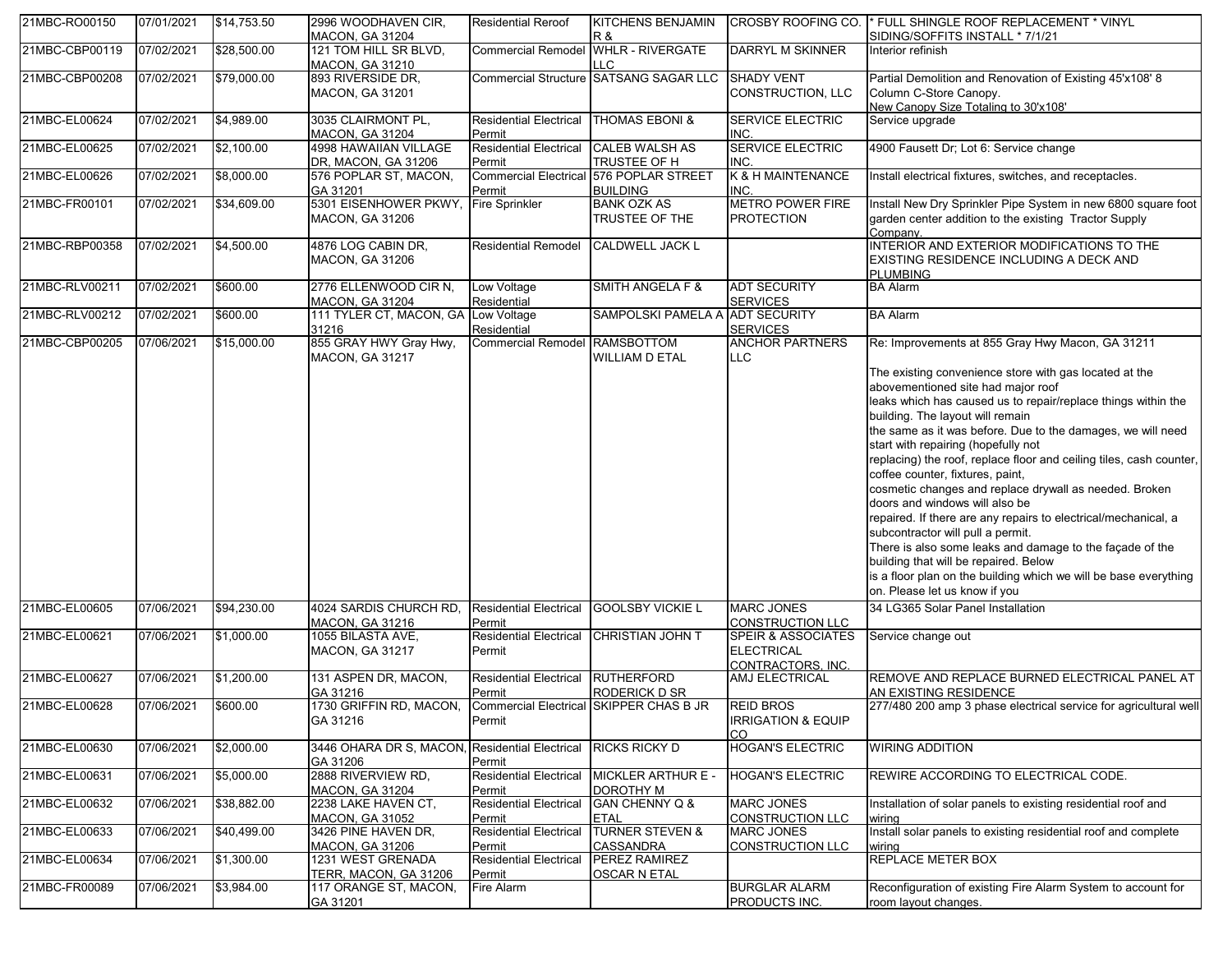| 21MBC-RO00150 | 07/01/2021 | $14,753.50 | 2996 WOODHAVEN CIR, MACON, GA 31204 | Residential Reroof | KITCHENS BENJAMIN R & | CROSBY ROOFING CO. | * FULL SHINGLE ROOF REPLACEMENT * VINYL SIDING/SOFFITS INSTALL * 7/1/21 |
|---|---|---|---|---|---|---|---|
| 21MBC-CBP00119 | 07/02/2021 | $28,500.00 | 121 TOM HILL SR BLVD, MACON, GA 31210 | Commercial Remodel | WHLR - RIVERGATE LLC | DARRYL M SKINNER | Interior refinish |
| 21MBC-CBP00208 | 07/02/2021 | $79,000.00 | 893 RIVERSIDE DR, MACON, GA 31201 | Commercial Structure | SATSANG SAGAR LLC | SHADY VENT CONSTRUCTION, LLC | Partial Demolition and Renovation of Existing 45'x108' 8 Column C-Store Canopy. New Canopy Size Totaling to 30'x108' |
| 21MBC-EL00624 | 07/02/2021 | $4,989.00 | 3035 CLAIRMONT PL, MACON, GA 31204 | Residential Electrical Permit | THOMAS EBONI & | SERVICE ELECTRIC INC. | Service upgrade |
| 21MBC-EL00625 | 07/02/2021 | $2,100.00 | 4998 HAWAIIAN VILLAGE DR, MACON, GA 31206 | Residential Electrical Permit | CALEB WALSH AS TRUSTEE OF H | SERVICE ELECTRIC INC. | 4900 Fausett Dr; Lot 6: Service change |
| 21MBC-EL00626 | 07/02/2021 | $8,000.00 | 576 POPLAR ST, MACON, GA 31201 | Commercial Electrical Permit | 576 POPLAR STREET BUILDING | K & H MAINTENANCE INC. | Install electrical fixtures, switches, and receptacles. |
| 21MBC-FR00101 | 07/02/2021 | $34,609.00 | 5301 EISENHOWER PKWY, MACON, GA 31206 | Fire Sprinkler | BANK OZK AS TRUSTEE OF THE | METRO POWER FIRE PROTECTION | Install New Dry Sprinkler Pipe System in new 6800 square foot garden center addition to the existing Tractor Supply Company. |
| 21MBC-RBP00358 | 07/02/2021 | $4,500.00 | 4876 LOG CABIN DR, MACON, GA 31206 | Residential Remodel | CALDWELL JACK L | | INTERIOR AND EXTERIOR MODIFICATIONS TO THE EXISTING RESIDENCE INCLUDING A DECK AND PLUMBING |
| 21MBC-RLV00211 | 07/02/2021 | $600.00 | 2776 ELLENWOOD CIR N, MACON, GA 31204 | Low Voltage Residential | SMITH ANGELA F & | ADT SECURITY SERVICES | BA Alarm |
| 21MBC-RLV00212 | 07/02/2021 | $600.00 | 111 TYLER CT, MACON, GA 31216 | Low Voltage Residential | SAMPOLSKI PAMELA A | ADT SECURITY SERVICES | BA Alarm |
| 21MBC-CBP00205 | 07/06/2021 | $15,000.00 | 855 GRAY HWY Gray Hwy, MACON, GA 31217 | Commercial Remodel | RAMSBOTTOM WILLIAM D ETAL | ANCHOR PARTNERS LLC | Re: Improvements at 855 Gray Hwy Macon, GA 31211<br><br>The existing convenience store with gas located at the abovementioned site had major roof leaks which has caused us to repair/replace things within the building. The layout will remain the same as it was before. Due to the damages, we will need start with repairing (hopefully not replacing) the roof, replace floor and ceiling tiles, cash counter, coffee counter, fixtures, paint, cosmetic changes and replace drywall as needed. Broken doors and windows will also be repaired. If there are any repairs to electrical/mechanical, a subcontractor will pull a permit. There is also some leaks and damage to the façade of the building that will be repaired. Below is a floor plan on the building which we will be base everything on. Please let us know if you |
| 21MBC-EL00605 | 07/06/2021 | $94,230.00 | 4024 SARDIS CHURCH RD, MACON, GA 31216 | Residential Electrical Permit | GOOLSBY VICKIE L | MARC JONES CONSTRUCTION LLC | 34 LG365 Solar Panel Installation |
| 21MBC-EL00621 | 07/06/2021 | $1,000.00 | 1055 BILASTA AVE, MACON, GA 31217 | Residential Electrical Permit | CHRISTIAN JOHN T | SPEIR & ASSOCIATES ELECTRICAL CONTRACTORS, INC. | Service change out |
| 21MBC-EL00627 | 07/06/2021 | $1,200.00 | 131 ASPEN DR, MACON, GA 31216 | Residential Electrical Permit | RUTHERFORD RODERICK D SR | AMJ ELECTRICAL | REMOVE AND REPLACE BURNED ELECTRICAL PANEL AT AN EXISTING RESIDENCE |
| 21MBC-EL00628 | 07/06/2021 | $600.00 | 1730 GRIFFIN RD, MACON, GA 31216 | Commercial Electrical Permit | SKIPPER CHAS B JR | REID BROS IRRIGATION & EQUIP CO | 277/480 200 amp 3 phase electrical service for agricultural well |
| 21MBC-EL00630 | 07/06/2021 | $2,000.00 | 3446 OHARA DR S, MACON, GA 31206 | Residential Electrical Permit | RICKS RICKY D | HOGAN'S ELECTRIC | WIRING ADDITION |
| 21MBC-EL00631 | 07/06/2021 | $5,000.00 | 2888 RIVERVIEW RD, MACON, GA 31204 | Residential Electrical Permit | MICKLER ARTHUR E - DOROTHY M | HOGAN'S ELECTRIC | REWIRE ACCORDING TO ELECTRICAL CODE. |
| 21MBC-EL00632 | 07/06/2021 | $38,882.00 | 2238 LAKE HAVEN CT, MACON, GA 31052 | Residential Electrical Permit | GAN CHENNY Q & ETAL | MARC JONES CONSTRUCTION LLC | Installation of solar panels to existing residential roof and wiring |
| 21MBC-EL00633 | 07/06/2021 | $40,499.00 | 3426 PINE HAVEN DR, MACON, GA 31206 | Residential Electrical Permit | TURNER STEVEN & CASSANDRA | MARC JONES CONSTRUCTION LLC | Install solar panels to existing residential roof and complete wiring |
| 21MBC-EL00634 | 07/06/2021 | $1,300.00 | 1231 WEST GRENADA TERR, MACON, GA 31206 | Residential Electrical Permit | PEREZ RAMIREZ OSCAR N ETAL | | REPLACE METER BOX |
| 21MBC-FR00089 | 07/06/2021 | $3,984.00 | 117 ORANGE ST, MACON, GA 31201 | Fire Alarm | | BURGLAR ALARM PRODUCTS INC. | Reconfiguration of existing Fire Alarm System to account for room layout changes. |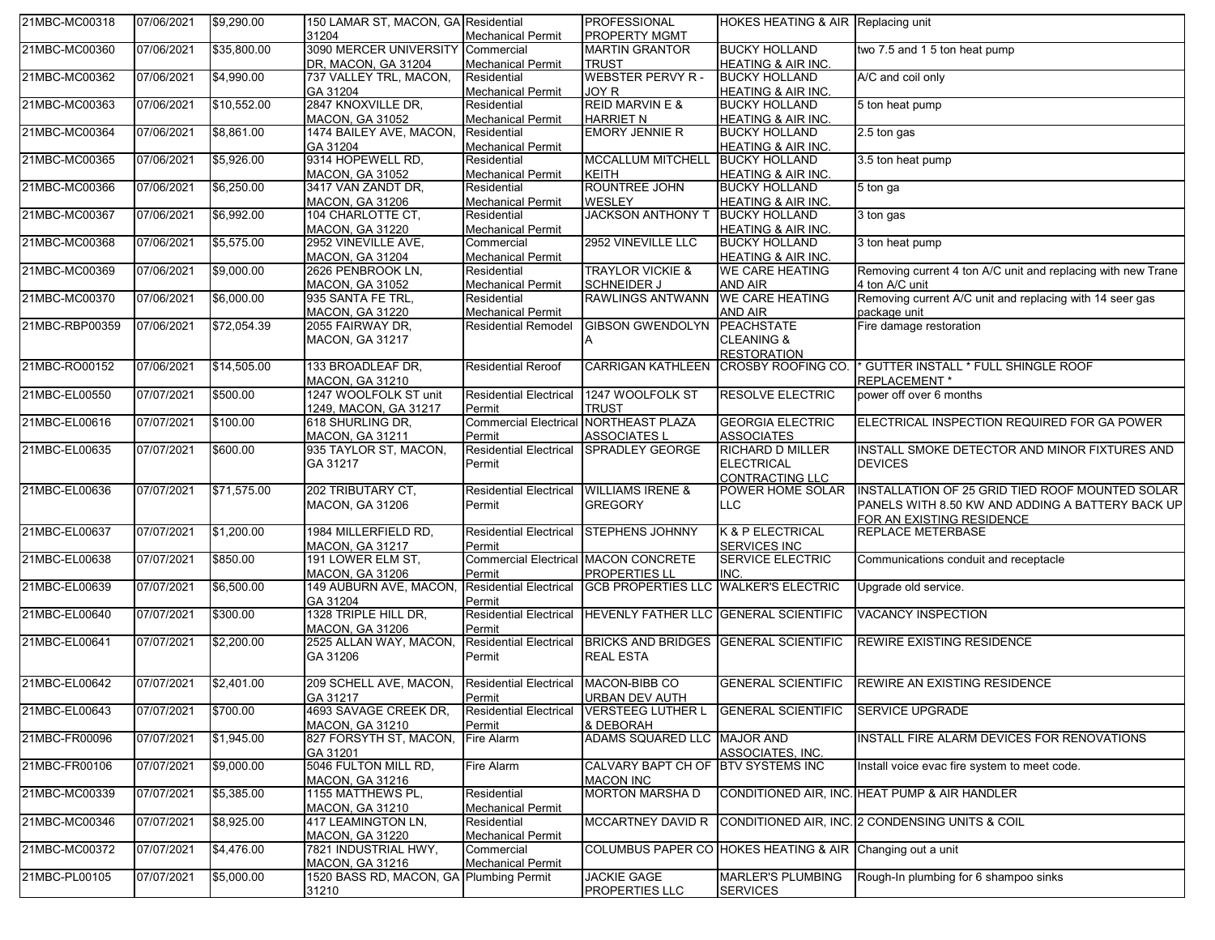| | | | | | | | |
|---|---|---|---|---|---|---|---|
| 21MBC-MC00318 | 07/06/2021 | $9,290.00 | 150 LAMAR ST, MACON, GA 31204 | Residential Mechanical Permit | PROFESSIONAL PROPERTY MGMT | HOKES HEATING & AIR | Replacing unit |
| 21MBC-MC00360 | 07/06/2021 | $35,800.00 | 3090 MERCER UNIVERSITY DR, MACON, GA 31204 | Commercial Mechanical Permit | MARTIN GRANTOR TRUST | BUCKY HOLLAND HEATING & AIR INC. | two 7.5 and 1 5 ton heat pump |
| 21MBC-MC00362 | 07/06/2021 | $4,990.00 | 737 VALLEY TRL, MACON, GA 31204 | Residential Mechanical Permit | WEBSTER PERVY R - JOY R | BUCKY HOLLAND HEATING & AIR INC. | A/C and coil only |
| 21MBC-MC00363 | 07/06/2021 | $10,552.00 | 2847 KNOXVILLE DR, MACON, GA 31052 | Residential Mechanical Permit | REID MARVIN E & HARRIET N | BUCKY HOLLAND HEATING & AIR INC. | 5 ton heat pump |
| 21MBC-MC00364 | 07/06/2021 | $8,861.00 | 1474 BAILEY AVE, MACON, GA 31204 | Residential Mechanical Permit | EMORY JENNIE R | BUCKY HOLLAND HEATING & AIR INC. | 2.5 ton gas |
| 21MBC-MC00365 | 07/06/2021 | $5,926.00 | 9314 HOPEWELL RD, MACON, GA 31052 | Residential Mechanical Permit | MCCALLUM MITCHELL KEITH | BUCKY HOLLAND HEATING & AIR INC. | 3.5 ton heat pump |
| 21MBC-MC00366 | 07/06/2021 | $6,250.00 | 3417 VAN ZANDT DR, MACON, GA 31206 | Residential Mechanical Permit | ROUNTREE JOHN WESLEY | BUCKY HOLLAND HEATING & AIR INC. | 5 ton ga |
| 21MBC-MC00367 | 07/06/2021 | $6,992.00 | 104 CHARLOTTE CT, MACON, GA 31220 | Residential Mechanical Permit | JACKSON ANTHONY T | BUCKY HOLLAND HEATING & AIR INC. | 3 ton gas |
| 21MBC-MC00368 | 07/06/2021 | $5,575.00 | 2952 VINEVILLE AVE, MACON, GA 31204 | Commercial Mechanical Permit | 2952 VINEVILLE LLC | BUCKY HOLLAND HEATING & AIR INC. | 3 ton heat pump |
| 21MBC-MC00369 | 07/06/2021 | $9,000.00 | 2626 PENBROOK LN, MACON, GA 31052 | Residential Mechanical Permit | TRAYLOR VICKIE & SCHNEIDER J | WE CARE HEATING AND AIR | Removing current 4 ton A/C unit and replacing with new Trane 4 ton A/C unit |
| 21MBC-MC00370 | 07/06/2021 | $6,000.00 | 935 SANTA FE TRL, MACON, GA 31220 | Residential Mechanical Permit | RAWLINGS ANTWANN | WE CARE HEATING AND AIR | Removing current A/C unit and replacing with 14 seer gas package unit |
| 21MBC-RBP00359 | 07/06/2021 | $72,054.39 | 2055 FAIRWAY DR, MACON, GA 31217 | Residential Remodel | GIBSON GWENDOLYN A | PEACHSTATE CLEANING & RESTORATION | Fire damage restoration |
| 21MBC-RO00152 | 07/06/2021 | $14,505.00 | 133 BROADLEAF DR, MACON, GA 31210 | Residential Reroof | CARRIGAN KATHLEEN | CROSBY ROOFING CO. | * GUTTER INSTALL * FULL SHINGLE ROOF REPLACEMENT * |
| 21MBC-EL00550 | 07/07/2021 | $500.00 | 1247 WOOLFOLK ST unit 1249, MACON, GA 31217 | Residential Electrical Permit | 1247 WOOLFOLK ST TRUST | RESOLVE ELECTRIC | power off over 6 months |
| 21MBC-EL00616 | 07/07/2021 | $100.00 | 618 SHURLING DR, MACON, GA 31211 | Commercial Electrical Permit | NORTHEAST PLAZA ASSOCIATES L | GEORGIA ELECTRIC ASSOCIATES | ELECTRICAL INSPECTION REQUIRED FOR GA POWER |
| 21MBC-EL00635 | 07/07/2021 | $600.00 | 935 TAYLOR ST, MACON, GA 31217 | Residential Electrical Permit | SPRADLEY GEORGE | RICHARD D MILLER ELECTRICAL CONTRACTING LLC | INSTALL SMOKE DETECTOR AND MINOR FIXTURES AND DEVICES |
| 21MBC-EL00636 | 07/07/2021 | $71,575.00 | 202 TRIBUTARY CT, MACON, GA 31206 | Residential Electrical Permit | WILLIAMS IRENE & GREGORY | POWER HOME SOLAR LLC | INSTALLATION OF 25 GRID TIED ROOF MOUNTED SOLAR PANELS WITH 8.50 KW AND ADDING A BATTERY BACK UP FOR AN EXISTING RESIDENCE |
| 21MBC-EL00637 | 07/07/2021 | $1,200.00 | 1984 MILLERFIELD RD, MACON, GA 31217 | Residential Electrical Permit | STEPHENS JOHNNY | K & P ELECTRICAL SERVICES INC | REPLACE METERBASE |
| 21MBC-EL00638 | 07/07/2021 | $850.00 | 191 LOWER ELM ST, MACON, GA 31206 | Commercial Electrical Permit | MACON CONCRETE PROPERTIES LL | SERVICE ELECTRIC INC. | Communications conduit and receptacle |
| 21MBC-EL00639 | 07/07/2021 | $6,500.00 | 149 AUBURN AVE, MACON, GA 31204 | Residential Electrical Permit | GCB PROPERTIES LLC | WALKER'S ELECTRIC | Upgrade old service. |
| 21MBC-EL00640 | 07/07/2021 | $300.00 | 1328 TRIPLE HILL DR, MACON, GA 31206 | Residential Electrical Permit | HEVENLY FATHER LLC | GENERAL SCIENTIFIC | VACANCY INSPECTION |
| 21MBC-EL00641 | 07/07/2021 | $2,200.00 | 2525 ALLAN WAY, MACON, GA 31206 | Residential Electrical Permit | BRICKS AND BRIDGES REAL ESTA | GENERAL SCIENTIFIC | REWIRE EXISTING RESIDENCE |
| 21MBC-EL00642 | 07/07/2021 | $2,401.00 | 209 SCHELL AVE, MACON, GA 31217 | Residential Electrical Permit | MACON-BIBB CO URBAN DEV AUTH | GENERAL SCIENTIFIC | REWIRE AN EXISTING RESIDENCE |
| 21MBC-EL00643 | 07/07/2021 | $700.00 | 4693 SAVAGE CREEK DR, MACON, GA 31210 | Residential Electrical Permit | VERSTEEG LUTHER L & DEBORAH | GENERAL SCIENTIFIC | SERVICE UPGRADE |
| 21MBC-FR00096 | 07/07/2021 | $1,945.00 | 827 FORSYTH ST, MACON, GA 31201 | Fire Alarm | ADAMS SQUARED LLC | MAJOR AND ASSOCIATES, INC. | INSTALL FIRE ALARM DEVICES FOR RENOVATIONS |
| 21MBC-FR00106 | 07/07/2021 | $9,000.00 | 5046 FULTON MILL RD, MACON, GA 31216 | Fire Alarm | CALVARY BAPT CH OF MACON INC | BTV SYSTEMS INC | Install voice evac fire system to meet code. |
| 21MBC-MC00339 | 07/07/2021 | $5,385.00 | 1155 MATTHEWS PL, MACON, GA 31210 | Residential Mechanical Permit | MORTON MARSHA D | CONDITIONED AIR, INC. | HEAT PUMP & AIR HANDLER |
| 21MBC-MC00346 | 07/07/2021 | $8,925.00 | 417 LEAMINGTON LN, MACON, GA 31220 | Residential Mechanical Permit | MCCARTNEY DAVID R | CONDITIONED AIR, INC. | 2 CONDENSING UNITS & COIL |
| 21MBC-MC00372 | 07/07/2021 | $4,476.00 | 7821 INDUSTRIAL HWY, MACON, GA 31216 | Commercial Mechanical Permit | COLUMBUS PAPER CO | HOKES HEATING & AIR | Changing out a unit |
| 21MBC-PL00105 | 07/07/2021 | $5,000.00 | 1520 BASS RD, MACON, GA 31210 | Plumbing Permit | JACKIE GAGE PROPERTIES LLC | MARLER'S PLUMBING SERVICES | Rough-In plumbing for 6 shampoo sinks |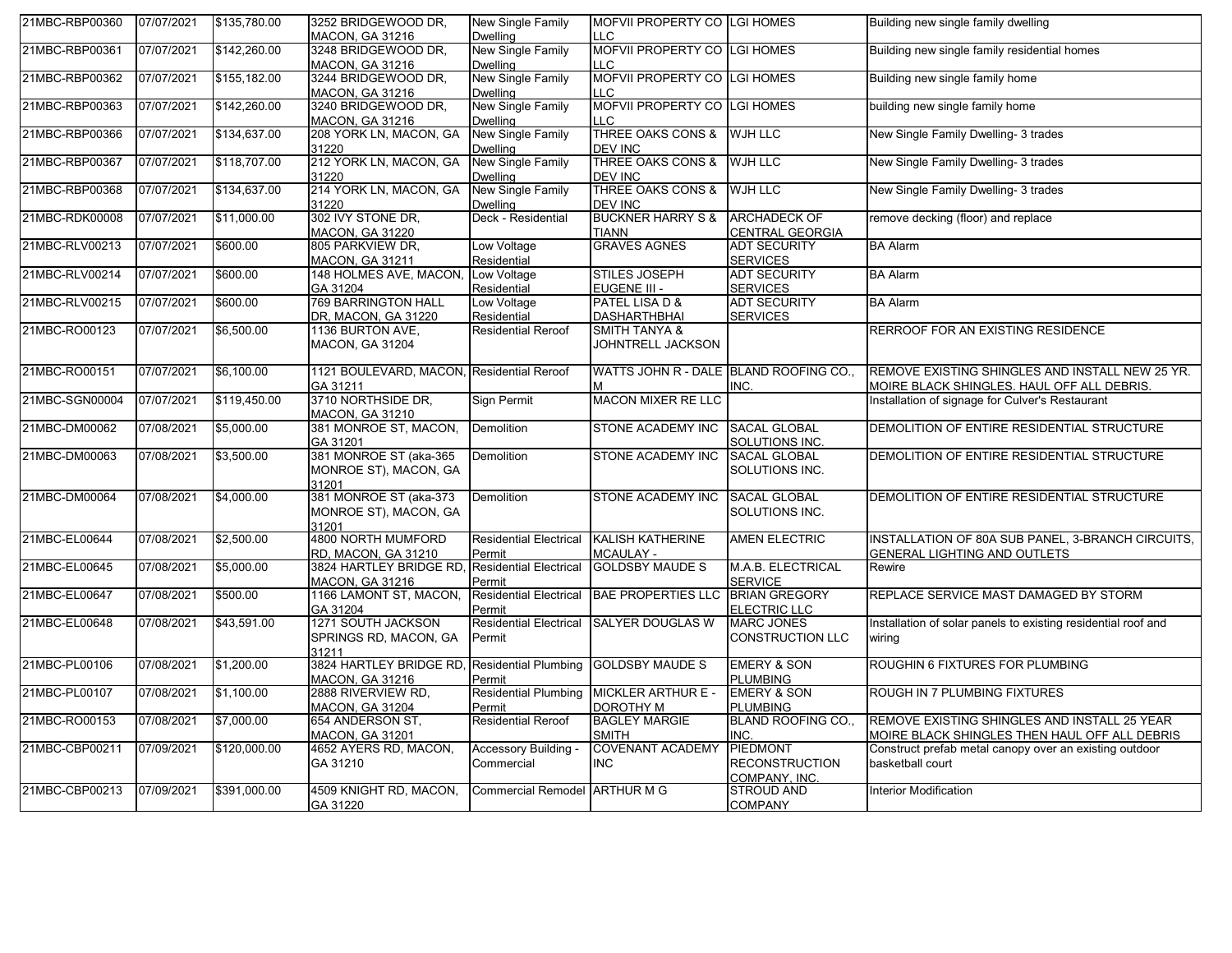| | | | | | | | |
|---|---|---|---|---|---|---|---|
| 21MBC-RBP00360 | 07/07/2021 | $135,780.00 | 3252 BRIDGEWOOD DR, MACON, GA 31216 | New Single Family Dwelling | MOFVII PROPERTY CO LLC | LGI HOMES | Building new single family dwelling |
| 21MBC-RBP00361 | 07/07/2021 | $142,260.00 | 3248 BRIDGEWOOD DR, MACON, GA 31216 | New Single Family Dwelling | MOFVII PROPERTY CO LLC | LGI HOMES | Building new single family residential homes |
| 21MBC-RBP00362 | 07/07/2021 | $155,182.00 | 3244 BRIDGEWOOD DR, MACON, GA 31216 | New Single Family Dwelling | MOFVII PROPERTY CO LLC | LGI HOMES | Building new single family home |
| 21MBC-RBP00363 | 07/07/2021 | $142,260.00 | 3240 BRIDGEWOOD DR, MACON, GA 31216 | New Single Family Dwelling | MOFVII PROPERTY CO LLC | LGI HOMES | building new single family home |
| 21MBC-RBP00366 | 07/07/2021 | $134,637.00 | 208 YORK LN, MACON, GA 31220 | New Single Family Dwelling | THREE OAKS CONS & DEV INC | WJH LLC | New Single Family Dwelling- 3 trades |
| 21MBC-RBP00367 | 07/07/2021 | $118,707.00 | 212 YORK LN, MACON, GA 31220 | New Single Family Dwelling | THREE OAKS CONS & DEV INC | WJH LLC | New Single Family Dwelling- 3 trades |
| 21MBC-RBP00368 | 07/07/2021 | $134,637.00 | 214 YORK LN, MACON, GA 31220 | New Single Family Dwelling | THREE OAKS CONS & DEV INC | WJH LLC | New Single Family Dwelling- 3 trades |
| 21MBC-RDK00008 | 07/07/2021 | $11,000.00 | 302 IVY STONE DR, MACON, GA 31220 | Deck - Residential | BUCKNER HARRY S & TIANN | ARCHADECK OF CENTRAL GEORGIA | remove decking (floor) and replace |
| 21MBC-RLV00213 | 07/07/2021 | $600.00 | 805 PARKVIEW DR, MACON, GA 31211 | Low Voltage Residential | GRAVES AGNES | ADT SECURITY SERVICES | BA Alarm |
| 21MBC-RLV00214 | 07/07/2021 | $600.00 | 148 HOLMES AVE, MACON, GA 31204 | Low Voltage Residential | STILES JOSEPH EUGENE III - | ADT SECURITY SERVICES | BA Alarm |
| 21MBC-RLV00215 | 07/07/2021 | $600.00 | 769 BARRINGTON HALL DR, MACON, GA 31220 | Low Voltage Residential | PATEL LISA D & DASHARTHBHAI | ADT SECURITY SERVICES | BA Alarm |
| 21MBC-RO00123 | 07/07/2021 | $6,500.00 | 1136 BURTON AVE, MACON, GA 31204 | Residential Reroof | SMITH TANYA & JOHNTRELL JACKSON | | RERROOF FOR AN EXISTING RESIDENCE |
| 21MBC-RO00151 | 07/07/2021 | $6,100.00 | 1121 BOULEVARD, MACON, GA 31211 | Residential Reroof | WATTS JOHN R - DALE M | BLAND ROOFING CO., INC. | REMOVE EXISTING SHINGLES AND INSTALL NEW 25 YR. MOIRE BLACK SHINGLES. HAUL OFF ALL DEBRIS. |
| 21MBC-SGN00004 | 07/07/2021 | $119,450.00 | 3710 NORTHSIDE DR, MACON, GA 31210 | Sign Permit | MACON MIXER RE LLC | | Installation of signage for Culver's Restaurant |
| 21MBC-DM00062 | 07/08/2021 | $5,000.00 | 381 MONROE ST, MACON, GA 31201 | Demolition | STONE ACADEMY INC | SACAL GLOBAL SOLUTIONS INC. | DEMOLITION OF ENTIRE RESIDENTIAL STRUCTURE |
| 21MBC-DM00063 | 07/08/2021 | $3,500.00 | 381 MONROE ST (aka-365 MONROE ST), MACON, GA 31201 | Demolition | STONE ACADEMY INC | SACAL GLOBAL SOLUTIONS INC. | DEMOLITION OF ENTIRE RESIDENTIAL STRUCTURE |
| 21MBC-DM00064 | 07/08/2021 | $4,000.00 | 381 MONROE ST (aka-373 MONROE ST), MACON, GA 31201 | Demolition | STONE ACADEMY INC | SACAL GLOBAL SOLUTIONS INC. | DEMOLITION OF ENTIRE RESIDENTIAL STRUCTURE |
| 21MBC-EL00644 | 07/08/2021 | $2,500.00 | 4800 NORTH MUMFORD RD, MACON, GA 31210 | Residential Electrical Permit | KALISH KATHERINE MCAULAY - | AMEN ELECTRIC | INSTALLATION OF 80A SUB PANEL, 3-BRANCH CIRCUITS, GENERAL LIGHTING AND OUTLETS |
| 21MBC-EL00645 | 07/08/2021 | $5,000.00 | 3824 HARTLEY BRIDGE RD, MACON, GA 31216 | Residential Electrical Permit | GOLDSBY MAUDE S | M.A.B. ELECTRICAL SERVICE | Rewire |
| 21MBC-EL00647 | 07/08/2021 | $500.00 | 1166 LAMONT ST, MACON, GA 31204 | Residential Electrical Permit | BAE PROPERTIES LLC | BRIAN GREGORY ELECTRIC LLC | REPLACE SERVICE MAST DAMAGED BY STORM |
| 21MBC-EL00648 | 07/08/2021 | $43,591.00 | 1271 SOUTH JACKSON SPRINGS RD, MACON, GA 31211 | Residential Electrical Permit | SALYER DOUGLAS W | MARC JONES CONSTRUCTION LLC | Installation of solar panels to existing residential roof and wiring |
| 21MBC-PL00106 | 07/08/2021 | $1,200.00 | 3824 HARTLEY BRIDGE RD, MACON, GA 31216 | Residential Plumbing Permit | GOLDSBY MAUDE S | EMERY & SON PLUMBING | ROUGHIN 6 FIXTURES FOR PLUMBING |
| 21MBC-PL00107 | 07/08/2021 | $1,100.00 | 2888 RIVERVIEW RD, MACON, GA 31204 | Residential Plumbing Permit | MICKLER ARTHUR E - DOROTHY M | EMERY & SON PLUMBING | ROUGH IN 7 PLUMBING FIXTURES |
| 21MBC-RO00153 | 07/08/2021 | $7,000.00 | 654 ANDERSON ST, MACON, GA 31201 | Residential Reroof | BAGLEY MARGIE SMITH | BLAND ROOFING CO., INC. | REMOVE EXISTING SHINGLES AND INSTALL 25 YEAR MOIRE BLACK SHINGLES THEN HAUL OFF ALL DEBRIS |
| 21MBC-CBP00211 | 07/09/2021 | $120,000.00 | 4652 AYERS RD, MACON, GA 31210 | Accessory Building - Commercial | COVENANT ACADEMY INC | PIEDMONT RECONSTRUCTION COMPANY, INC. | Construct prefab metal canopy over an existing outdoor basketball court |
| 21MBC-CBP00213 | 07/09/2021 | $391,000.00 | 4509 KNIGHT RD, MACON, GA 31220 | Commercial Remodel | ARTHUR M G | STROUD AND COMPANY | Interior Modification |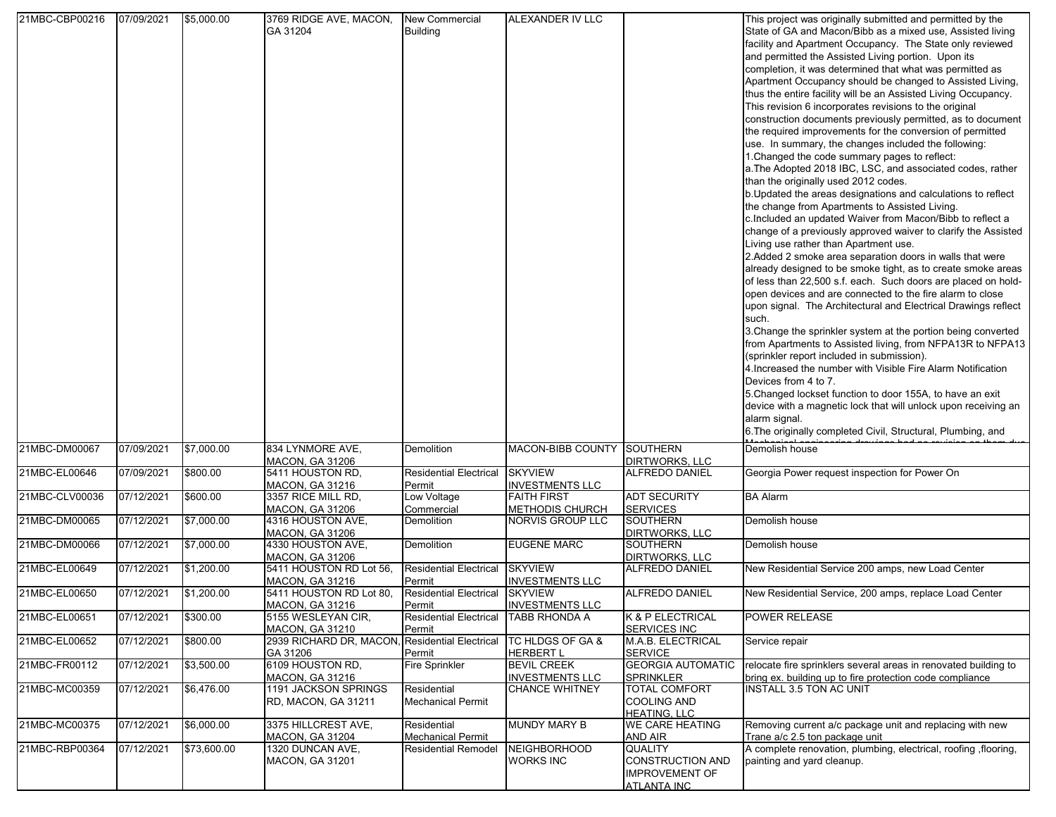| | | | | | | | |
|---|---|---|---|---|---|---|---|
| 21MBC-CBP00216 | 07/09/2021 | $5,000.00 | 3769 RIDGE AVE, MACON, GA 31204 | New Commercial Building | ALEXANDER IV LLC | | This project was originally submitted and permitted by the State of GA and Macon/Bibb as a mixed use, Assisted living facility and Apartment Occupancy. The State only reviewed and permitted the Assisted Living portion. Upon its completion, it was determined that what was permitted as Apartment Occupancy should be changed to Assisted Living, thus the entire facility will be an Assisted Living Occupancy. This revision 6 incorporates revisions to the original construction documents previously permitted, as to document the required improvements for the conversion of permitted use. In summary, the changes included the following: 1.Changed the code summary pages to reflect: a.The Adopted 2018 IBC, LSC, and associated codes, rather than the originally used 2012 codes. b.Updated the areas designations and calculations to reflect the change from Apartments to Assisted Living. c.Included an updated Waiver from Macon/Bibb to reflect a change of a previously approved waiver to clarify the Assisted Living use rather than Apartment use. 2.Added 2 smoke area separation doors in walls that were already designed to be smoke tight, as to create smoke areas of less than 22,500 s.f. each. Such doors are placed on hold-open devices and are connected to the fire alarm to close upon signal. The Architectural and Electrical Drawings reflect such. 3.Change the sprinkler system at the portion being converted from Apartments to Assisted living, from NFPA13R to NFPA13 (sprinkler report included in submission). 4.Increased the number with Visible Fire Alarm Notification Devices from 4 to 7. 5.Changed lockset function to door 155A, to have an exit device with a magnetic lock that will unlock upon receiving an alarm signal. 6.The originally completed Civil, Structural, Plumbing, and Mechanical engineering drawings had no revision as them due |
| 21MBC-DM00067 | 07/09/2021 | $7,000.00 | 834 LYNMORE AVE, MACON, GA 31206 | Demolition | MACON-BIBB COUNTY | SOUTHERN DIRTWORKS, LLC | Demolish house |
| 21MBC-EL00646 | 07/09/2021 | $800.00 | 5411 HOUSTON RD, MACON, GA 31216 | Residential Electrical Permit | SKYVIEW INVESTMENTS LLC | ALFREDO DANIEL | Georgia Power request inspection for Power On |
| 21MBC-CLV00036 | 07/12/2021 | $600.00 | 3357 RICE MILL RD, MACON, GA 31206 | Low Voltage Commercial | FAITH FIRST METHODIS CHURCH | ADT SECURITY SERVICES | BA Alarm |
| 21MBC-DM00065 | 07/12/2021 | $7,000.00 | 4316 HOUSTON AVE, MACON, GA 31206 | Demolition | NORVIS GROUP LLC | SOUTHERN DIRTWORKS, LLC | Demolish house |
| 21MBC-DM00066 | 07/12/2021 | $7,000.00 | 4330 HOUSTON AVE, MACON, GA 31206 | Demolition | EUGENE MARC | SOUTHERN DIRTWORKS, LLC | Demolish house |
| 21MBC-EL00649 | 07/12/2021 | $1,200.00 | 5411 HOUSTON RD Lot 56, MACON, GA 31216 | Residential Electrical Permit | SKYVIEW INVESTMENTS LLC | ALFREDO DANIEL | New Residential Service 200 amps, new Load Center |
| 21MBC-EL00650 | 07/12/2021 | $1,200.00 | 5411 HOUSTON RD Lot 80, MACON, GA 31216 | Residential Electrical Permit | SKYVIEW INVESTMENTS LLC | ALFREDO DANIEL | New Residential Service, 200 amps, replace Load Center |
| 21MBC-EL00651 | 07/12/2021 | $300.00 | 5155 WESLEYAN CIR, MACON, GA 31210 | Residential Electrical Permit | TABB RHONDA A | K & P ELECTRICAL SERVICES INC | POWER RELEASE |
| 21MBC-EL00652 | 07/12/2021 | $800.00 | 2939 RICHARD DR, MACON, GA 31206 | Residential Electrical Permit | TC HLDGS OF GA & HERBERT L | M.A.B. ELECTRICAL SERVICE | Service repair |
| 21MBC-FR00112 | 07/12/2021 | $3,500.00 | 6109 HOUSTON RD, MACON, GA 31216 | Fire Sprinkler | BEVIL CREEK INVESTMENTS LLC | GEORGIA AUTOMATIC SPRINKLER | relocate fire sprinklers several areas in renovated building to bring ex. building up to fire protection code compliance |
| 21MBC-MC00359 | 07/12/2021 | $6,476.00 | 1191 JACKSON SPRINGS RD, MACON, GA 31211 | Residential Mechanical Permit | CHANCE WHITNEY | TOTAL COMFORT COOLING AND HEATING, LLC | INSTALL 3.5 TON AC UNIT |
| 21MBC-MC00375 | 07/12/2021 | $6,000.00 | 3375 HILLCREST AVE, MACON, GA 31204 | Residential Mechanical Permit | MUNDY MARY B | WE CARE HEATING AND AIR | Removing current a/c package unit and replacing with new Trane a/c 2.5 ton package unit |
| 21MBC-RBP00364 | 07/12/2021 | $73,600.00 | 1320 DUNCAN AVE, MACON, GA 31201 | Residential Remodel | NEIGHBORHOOD WORKS INC | QUALITY CONSTRUCTION AND IMPROVEMENT OF ATLANTA INC | A complete renovation, plumbing, electrical, roofing ,flooring, painting and yard cleanup. |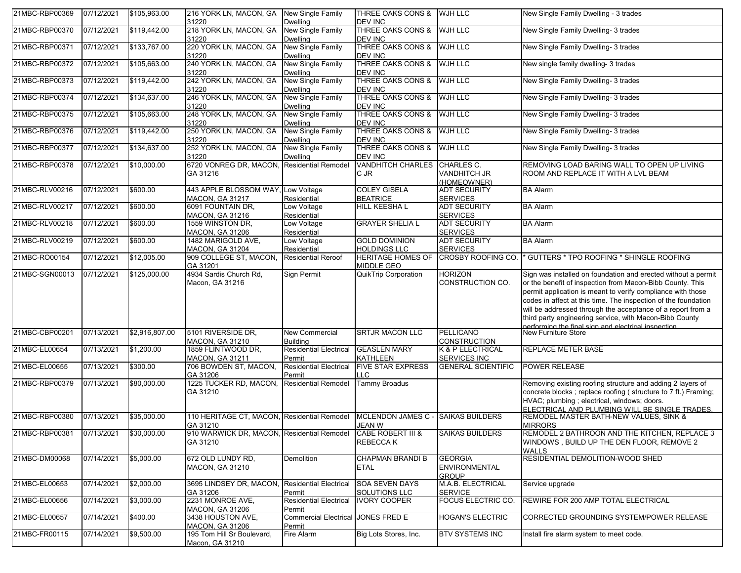| | | | | | | | |
|---|---|---|---|---|---|---|---|
| 21MBC-RBP00369 | 07/12/2021 | $105,963.00 | 216 YORK LN, MACON, GA 31220 | New Single Family Dwelling | THREE OAKS CONS & DEV INC | WJH LLC | New Single Family Dwelling - 3 trades |
| 21MBC-RBP00370 | 07/12/2021 | $119,442.00 | 218 YORK LN, MACON, GA 31220 | New Single Family Dwelling | THREE OAKS CONS & DEV INC | WJH LLC | New Single Family Dwelling- 3 trades |
| 21MBC-RBP00371 | 07/12/2021 | $133,767.00 | 220 YORK LN, MACON, GA 31220 | New Single Family Dwelling | THREE OAKS CONS & DEV INC | WJH LLC | New Single Family Dwelling- 3 trades |
| 21MBC-RBP00372 | 07/12/2021 | $105,663.00 | 240 YORK LN, MACON, GA 31220 | New Single Family Dwelling | THREE OAKS CONS & DEV INC | WJH LLC | New single family dwelling- 3 trades |
| 21MBC-RBP00373 | 07/12/2021 | $119,442.00 | 242 YORK LN, MACON, GA 31220 | New Single Family Dwelling | THREE OAKS CONS & DEV INC | WJH LLC | New Single Family Dwelling- 3 trades |
| 21MBC-RBP00374 | 07/12/2021 | $134,637.00 | 246 YORK LN, MACON, GA 31220 | New Single Family Dwelling | THREE OAKS CONS & DEV INC | WJH LLC | New Single Family Dwelling- 3 trades |
| 21MBC-RBP00375 | 07/12/2021 | $105,663.00 | 248 YORK LN, MACON, GA 31220 | New Single Family Dwelling | THREE OAKS CONS & DEV INC | WJH LLC | New Single Family Dwelling- 3 trades |
| 21MBC-RBP00376 | 07/12/2021 | $119,442.00 | 250 YORK LN, MACON, GA 31220 | New Single Family Dwelling | THREE OAKS CONS & DEV INC | WJH LLC | New Single Family Dwelling- 3 trades |
| 21MBC-RBP00377 | 07/12/2021 | $134,637.00 | 252 YORK LN, MACON, GA 31220 | New Single Family Dwelling | THREE OAKS CONS & DEV INC | WJH LLC | New Single Family Dwelling- 3 trades |
| 21MBC-RBP00378 | 07/12/2021 | $10,000.00 | 6720 VONREG DR, MACON, GA 31216 | Residential Remodel | VANDHITCH CHARLES C JR | CHARLES C. VANDHITCH JR (HOMEOWNER) | REMOVING LOAD BARING WALL TO OPEN UP LIVING ROOM AND REPLACE IT WITH A LVL BEAM |
| 21MBC-RLV00216 | 07/12/2021 | $600.00 | 443 APPLE BLOSSOM WAY, MACON, GA 31217 | Low Voltage Residential | COLEY GISELA BEATRICE | ADT SECURITY SERVICES | BA Alarm |
| 21MBC-RLV00217 | 07/12/2021 | $600.00 | 6091 FOUNTAIN DR, MACON, GA 31216 | Low Voltage Residential | HILL KEESHA L | ADT SECURITY SERVICES | BA Alarm |
| 21MBC-RLV00218 | 07/12/2021 | $600.00 | 1559 WINSTON DR, MACON, GA 31206 | Low Voltage Residential | GRAYER SHELIA L | ADT SECURITY SERVICES | BA Alarm |
| 21MBC-RLV00219 | 07/12/2021 | $600.00 | 1482 MARIGOLD AVE, MACON, GA 31204 | Low Voltage Residential | GOLD DOMINION HOLDINGS LLC | ADT SECURITY SERVICES | BA Alarm |
| 21MBC-RO00154 | 07/12/2021 | $12,005.00 | 909 COLLEGE ST, MACON, GA 31201 | Residential Reroof | HERITAGE HOMES OF MIDDLE GEO | CROSBY ROOFING CO. | * GUTTERS * TPO ROOFING * SHINGLE ROOFING |
| 21MBC-SGN00013 | 07/12/2021 | $125,000.00 | 4934 Sardis Church Rd, Macon, GA 31216 | Sign Permit | QuikTrip Corporation | HORIZON CONSTRUCTION CO. | Sign was installed on foundation and erected without a permit or the benefit of inspection from Macon-Bibb County. This permit application is meant to verify compliance with those codes in affect at this time. The inspection of the foundation will be addressed through the acceptance of a report from a third party engineering service, with Macon-Bibb County performing the final sign and electrical inspection. |
| 21MBC-CBP00201 | 07/13/2021 | $2,916,807.00 | 5101 RIVERSIDE DR, MACON, GA 31210 | New Commercial Building | SRTJR MACON LLC | PELLICANO CONSTRUCTION | New Furniture Store |
| 21MBC-EL00654 | 07/13/2021 | $1,200.00 | 1859 FLINTWOOD DR, MACON, GA 31211 | Residential Electrical Permit | GEASLEN MARY KATHLEEN | K & P ELECTRICAL SERVICES INC | REPLACE METER BASE |
| 21MBC-EL00655 | 07/13/2021 | $300.00 | 706 BOWDEN ST, MACON, GA 31206 | Residential Electrical Permit | FIVE STAR EXPRESS LLC | GENERAL SCIENTIFIC | POWER RELEASE |
| 21MBC-RBP00379 | 07/13/2021 | $80,000.00 | 1225 TUCKER RD, MACON, GA 31210 | Residential Remodel | Tammy Broadus | | Removing existing roofing structure and adding 2 layers of concrete blocks ; replace roofing ( structure to 7 ft.) Framing; HVAC; plumbing ; electrical, windows; doors. ELECTRICAL AND PLUMBING WILL BE SINGLE TRADES. |
| 21MBC-RBP00380 | 07/13/2021 | $35,000.00 | 110 HERITAGE CT, MACON, GA 31210 | Residential Remodel | MCLENDON JAMES C - JEAN W | SAIKAS BUILDERS | REMODEL MASTER BATH-NEW VALUES, SINK & MIRRORS |
| 21MBC-RBP00381 | 07/13/2021 | $30,000.00 | 910 WARWICK DR, MACON, GA 31210 | Residential Remodel | CABE ROBERT III & REBECCA K | SAIKAS BUILDERS | REMODEL 2 BATHROON AND THE KITCHEN, REPLACE 3 WINDOWS , BUILD UP THE DEN FLOOR, REMOVE 2 WALLS |
| 21MBC-DM00068 | 07/14/2021 | $5,000.00 | 672 OLD LUNDY RD, MACON, GA 31210 | Demolition | CHAPMAN BRANDI B ETAL | GEORGIA ENVIRONMENTAL GROUP | RESIDENTIAL DEMOLITION-WOOD SHED |
| 21MBC-EL00653 | 07/14/2021 | $2,000.00 | 3695 LINDSEY DR, MACON, GA 31206 | Residential Electrical Permit | SOA SEVEN DAYS SOLUTIONS LLC | M.A.B. ELECTRICAL SERVICE | Service upgrade |
| 21MBC-EL00656 | 07/14/2021 | $3,000.00 | 2231 MONROE AVE, MACON, GA 31206 | Residential Electrical Permit | IVORY COOPER | FOCUS ELECTRIC CO. | REWIRE FOR 200 AMP TOTAL ELECTRICAL |
| 21MBC-EL00657 | 07/14/2021 | $400.00 | 3438 HOUSTON AVE, MACON, GA 31206 | Commercial Electrical Permit | JONES FRED E | HOGAN'S ELECTRIC | CORRECTED GROUNDING SYSTEM/POWER RELEASE |
| 21MBC-FR00115 | 07/14/2021 | $9,500.00 | 195 Tom Hill Sr Boulevard, Macon, GA 31210 | Fire Alarm | Big Lots Stores, Inc. | BTV SYSTEMS INC | Install fire alarm system to meet code. |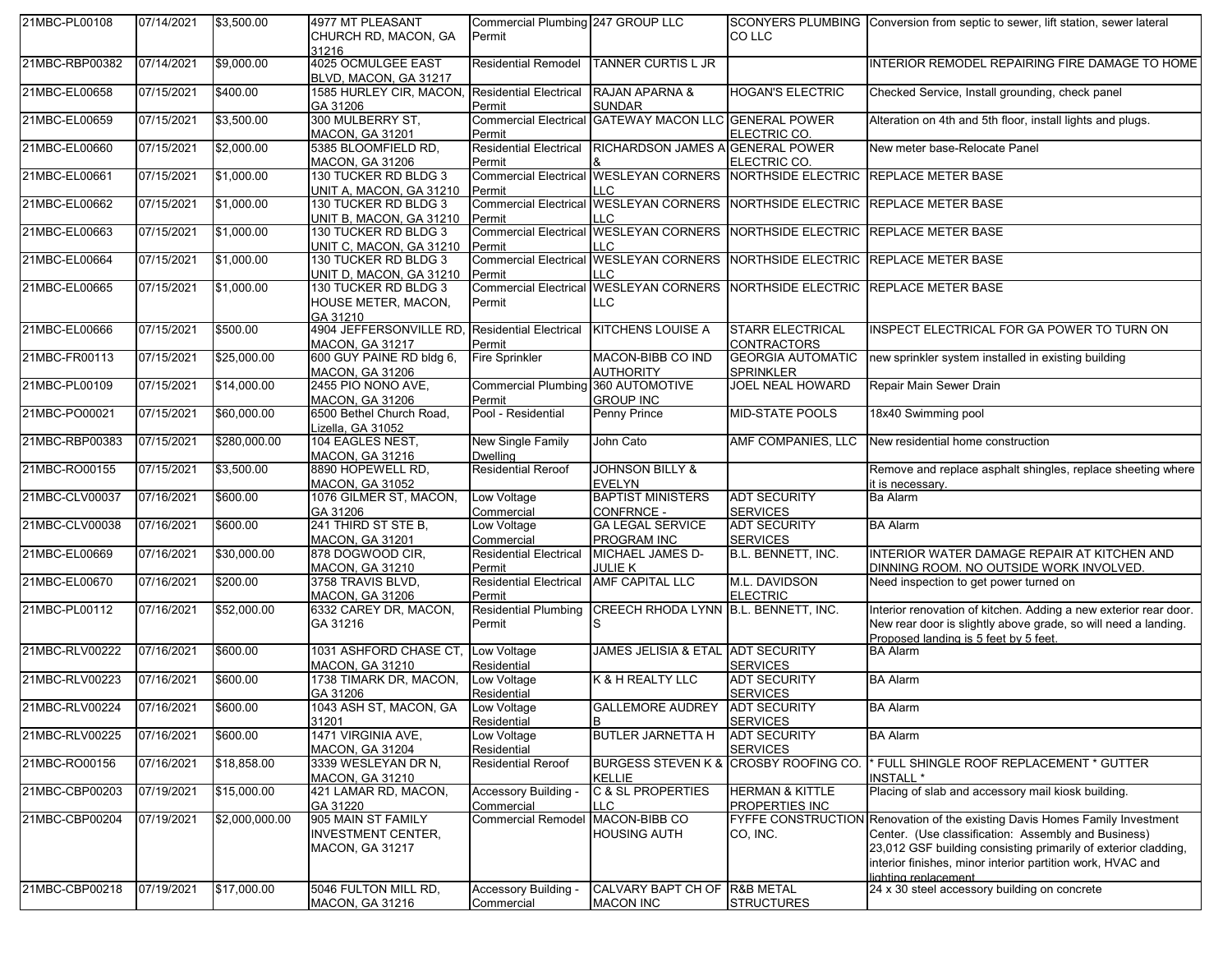| 21MBC-PL00108 | 07/14/2021 | $3,500.00 | 4977 MT PLEASANT CHURCH RD, MACON, GA 31216 | Commercial Plumbing Permit | 247 GROUP LLC | SCONYERS PLUMBING CO LLC | Conversion from septic to sewer, lift station, sewer lateral |
|---|---|---|---|---|---|---|---|
| 21MBC-RBP00382 | 07/14/2021 | $9,000.00 | 4025 OCMULGEE EAST BLVD, MACON, GA 31217 | Residential Remodel | TANNER CURTIS L JR | | INTERIOR REMODEL REPAIRING FIRE DAMAGE TO HOME |
| 21MBC-EL00658 | 07/15/2021 | $400.00 | 1585 HURLEY CIR, MACON, GA 31206 | Residential Electrical Permit | RAJAN APARNA & SUNDAR | HOGAN'S ELECTRIC | Checked Service, Install grounding, check panel |
| 21MBC-EL00659 | 07/15/2021 | $3,500.00 | 300 MULBERRY ST, MACON, GA 31201 | Commercial Electrical Permit | GATEWAY MACON LLC | GENERAL POWER ELECTRIC CO. | Alteration on 4th and 5th floor, install lights and plugs. |
| 21MBC-EL00660 | 07/15/2021 | $2,000.00 | 5385 BLOOMFIELD RD, MACON, GA 31206 | Residential Electrical Permit | RICHARDSON JAMES A & | GENERAL POWER ELECTRIC CO. | New meter base-Relocate Panel |
| 21MBC-EL00661 | 07/15/2021 | $1,000.00 | 130 TUCKER RD BLDG 3 UNIT A, MACON, GA 31210 | Commercial Electrical Permit | WESLEYAN CORNERS LLC | NORTHSIDE ELECTRIC | REPLACE METER BASE |
| 21MBC-EL00662 | 07/15/2021 | $1,000.00 | 130 TUCKER RD BLDG 3 UNIT B, MACON, GA 31210 | Commercial Electrical Permit | WESLEYAN CORNERS LLC | NORTHSIDE ELECTRIC | REPLACE METER BASE |
| 21MBC-EL00663 | 07/15/2021 | $1,000.00 | 130 TUCKER RD BLDG 3 UNIT C, MACON, GA 31210 | Commercial Electrical Permit | WESLEYAN CORNERS LLC | NORTHSIDE ELECTRIC | REPLACE METER BASE |
| 21MBC-EL00664 | 07/15/2021 | $1,000.00 | 130 TUCKER RD BLDG 3 UNIT D, MACON, GA 31210 | Commercial Electrical Permit | WESLEYAN CORNERS LLC | NORTHSIDE ELECTRIC | REPLACE METER BASE |
| 21MBC-EL00665 | 07/15/2021 | $1,000.00 | 130 TUCKER RD BLDG 3 HOUSE METER, MACON, GA 31210 | Commercial Electrical Permit | WESLEYAN CORNERS LLC | NORTHSIDE ELECTRIC | REPLACE METER BASE |
| 21MBC-EL00666 | 07/15/2021 | $500.00 | 4904 JEFFERSONVILLE RD, MACON, GA 31217 | Residential Electrical Permit | KITCHENS LOUISE A | STARR ELECTRICAL CONTRACTORS | INSPECT ELECTRICAL FOR GA POWER TO TURN ON |
| 21MBC-FR00113 | 07/15/2021 | $25,000.00 | 600 GUY PAINE RD bldg 6, MACON, GA 31206 | Fire Sprinkler | MACON-BIBB CO IND AUTHORITY | GEORGIA AUTOMATIC SPRINKLER | new sprinkler system installed in existing building |
| 21MBC-PL00109 | 07/15/2021 | $14,000.00 | 2455 PIO NONO AVE, MACON, GA 31206 | Commercial Plumbing Permit | 360 AUTOMOTIVE GROUP INC | JOEL NEAL HOWARD | Repair Main Sewer Drain |
| 21MBC-PO00021 | 07/15/2021 | $60,000.00 | 6500 Bethel Church Road, Lizella, GA 31052 | Pool - Residential | Penny Prince | MID-STATE POOLS | 18x40 Swimming pool |
| 21MBC-RBP00383 | 07/15/2021 | $280,000.00 | 104 EAGLES NEST, MACON, GA 31216 | New Single Family Dwelling | John Cato | AMF COMPANIES, LLC | New residential home construction |
| 21MBC-RO00155 | 07/15/2021 | $3,500.00 | 8890 HOPEWELL RD, MACON, GA 31052 | Residential Reroof | JOHNSON BILLY & EVELYN | | Remove and replace asphalt shingles, replace sheeting where it is necessary. |
| 21MBC-CLV00037 | 07/16/2021 | $600.00 | 1076 GILMER ST, MACON, GA 31206 | Low Voltage Commercial | BAPTIST MINISTERS CONFRNCE - | ADT SECURITY SERVICES | Ba Alarm |
| 21MBC-CLV00038 | 07/16/2021 | $600.00 | 241 THIRD ST STE B, MACON, GA 31201 | Low Voltage Commercial | GA LEGAL SERVICE PROGRAM INC | ADT SECURITY SERVICES | BA Alarm |
| 21MBC-EL00669 | 07/16/2021 | $30,000.00 | 878 DOGWOOD CIR, MACON, GA 31210 | Residential Electrical Permit | MICHAEL JAMES D-JULIE K | B.L. BENNETT, INC. | INTERIOR WATER DAMAGE REPAIR AT KITCHEN AND DINNING ROOM. NO OUTSIDE WORK INVOLVED. |
| 21MBC-EL00670 | 07/16/2021 | $200.00 | 3758 TRAVIS BLVD, MACON, GA 31206 | Residential Electrical Permit | AMF CAPITAL LLC | M.L. DAVIDSON ELECTRIC | Need inspection to get power turned on |
| 21MBC-PL00112 | 07/16/2021 | $52,000.00 | 6332 CAREY DR, MACON, GA 31216 | Residential Plumbing Permit | CREECH RHODA LYNN S | B.L. BENNETT, INC. | Interior renovation of kitchen. Adding a new exterior rear door. New rear door is slightly above grade, so will need a landing. Proposed landing is 5 feet by 5 feet. |
| 21MBC-RLV00222 | 07/16/2021 | $600.00 | 1031 ASHFORD CHASE CT, MACON, GA 31210 | Low Voltage Residential | JAMES JELISIA & ETAL | ADT SECURITY SERVICES | BA Alarm |
| 21MBC-RLV00223 | 07/16/2021 | $600.00 | 1738 TIMARK DR, MACON, GA 31206 | Low Voltage Residential | K & H REALTY LLC | ADT SECURITY SERVICES | BA Alarm |
| 21MBC-RLV00224 | 07/16/2021 | $600.00 | 1043 ASH ST, MACON, GA 31201 | Low Voltage Residential | GALLEMORE AUDREY B | ADT SECURITY SERVICES | BA Alarm |
| 21MBC-RLV00225 | 07/16/2021 | $600.00 | 1471 VIRGINIA AVE, MACON, GA 31204 | Low Voltage Residential | BUTLER JARNETTA H | ADT SECURITY SERVICES | BA Alarm |
| 21MBC-RO00156 | 07/16/2021 | $18,858.00 | 3339 WESLEYAN DR N, MACON, GA 31210 | Residential Reroof | BURGESS STEVEN K & KELLIE | CROSBY ROOFING CO. | * FULL SHINGLE ROOF REPLACEMENT * GUTTER INSTALL * |
| 21MBC-CBP00203 | 07/19/2021 | $15,000.00 | 421 LAMAR RD, MACON, GA 31220 | Accessory Building - Commercial | C & SL PROPERTIES LLC | HERMAN & KITTLE PROPERTIES INC | Placing of slab and accessory mail kiosk building. |
| 21MBC-CBP00204 | 07/19/2021 | $2,000,000.00 | 905 MAIN ST FAMILY INVESTMENT CENTER, MACON, GA 31217 | Commercial Remodel | MACON-BIBB CO HOUSING AUTH | FYFFE CONSTRUCTION CO, INC. | Renovation of the existing Davis Homes Family Investment Center. (Use classification: Assembly and Business) 23,012 GSF building consisting primarily of exterior cladding, interior finishes, minor interior partition work, HVAC and lighting replacement |
| 21MBC-CBP00218 | 07/19/2021 | $17,000.00 | 5046 FULTON MILL RD, MACON, GA 31216 | Accessory Building - Commercial | CALVARY BAPT CH OF MACON INC | R&B METAL STRUCTURES | 24 x 30 steel accessory building on concrete |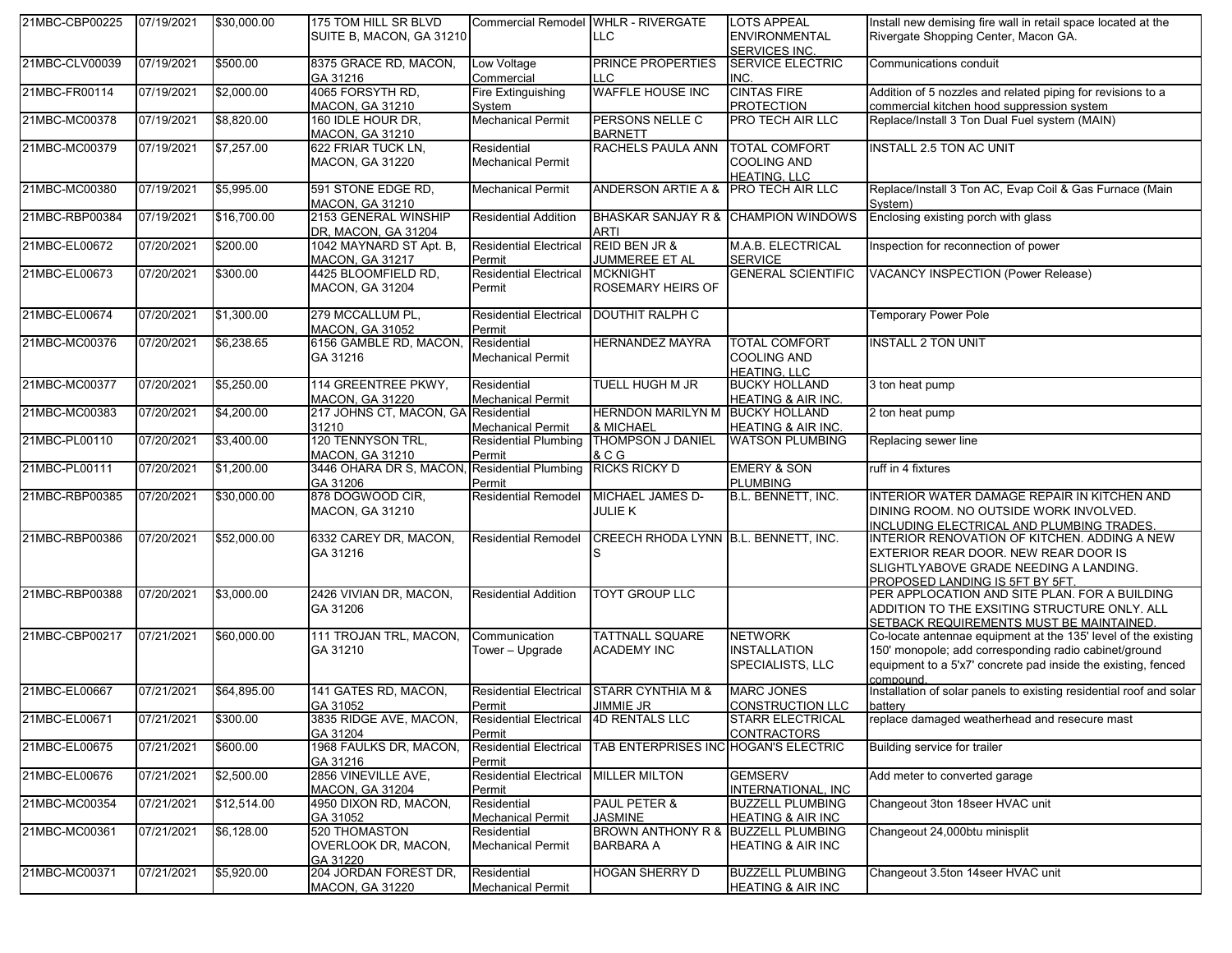| | | | | | | | |
|---|---|---|---|---|---|---|---|
| 21MBC-CBP00225 | 07/19/2021 | $30,000.00 | 175 TOM HILL SR BLVD SUITE B, MACON, GA 31210 | Commercial Remodel | WHLR - RIVERGATE LLC | LOTS APPEAL ENVIRONMENTAL SERVICES INC. | Install new demising fire wall in retail space located at the Rivergate Shopping Center, Macon GA. |
| 21MBC-CLV00039 | 07/19/2021 | $500.00 | 8375 GRACE RD, MACON, GA 31216 | Low Voltage Commercial | PRINCE PROPERTIES LLC | SERVICE ELECTRIC INC. | Communications conduit |
| 21MBC-FR00114 | 07/19/2021 | $2,000.00 | 4065 FORSYTH RD, MACON, GA 31210 | Fire Extinguishing System | WAFFLE HOUSE INC | CINTAS FIRE PROTECTION | Addition of 5 nozzles and related piping for revisions to a commercial kitchen hood suppression system |
| 21MBC-MC00378 | 07/19/2021 | $8,820.00 | 160 IDLE HOUR DR, MACON, GA 31210 | Mechanical Permit | PERSONS NELLE C BARNETT | PRO TECH AIR LLC | Replace/Install 3 Ton Dual Fuel system (MAIN) |
| 21MBC-MC00379 | 07/19/2021 | $7,257.00 | 622 FRIAR TUCK LN, MACON, GA 31220 | Residential Mechanical Permit | RACHELS PAULA ANN | TOTAL COMFORT COOLING AND HEATING, LLC | INSTALL 2.5 TON AC UNIT |
| 21MBC-MC00380 | 07/19/2021 | $5,995.00 | 591 STONE EDGE RD, MACON, GA 31210 | Mechanical Permit | ANDERSON ARTIE A & | PRO TECH AIR LLC | Replace/Install 3 Ton AC, Evap Coil & Gas Furnace (Main System) |
| 21MBC-RBP00384 | 07/19/2021 | $16,700.00 | 2153 GENERAL WINSHIP DR, MACON, GA 31204 | Residential Addition | BHASKAR SANJAY R & ARTI | CHAMPION WINDOWS | Enclosing existing porch with glass |
| 21MBC-EL00672 | 07/20/2021 | $200.00 | 1042 MAYNARD ST Apt. B, MACON, GA 31217 | Residential Electrical Permit | REID BEN JR & JUMMEREE ET AL | M.A.B. ELECTRICAL SERVICE | Inspection for reconnection of power |
| 21MBC-EL00673 | 07/20/2021 | $300.00 | 4425 BLOOMFIELD RD, MACON, GA 31204 | Residential Electrical Permit | MCKNIGHT ROSEMARY HEIRS OF | GENERAL SCIENTIFIC | VACANCY INSPECTION (Power Release) |
| 21MBC-EL00674 | 07/20/2021 | $1,300.00 | 279 MCCALLUM PL, MACON, GA 31052 | Residential Electrical Permit | DOUTHIT RALPH C | | Temporary Power Pole |
| 21MBC-MC00376 | 07/20/2021 | $6,238.65 | 6156 GAMBLE RD, MACON, GA 31216 | Residential Mechanical Permit | HERNANDEZ MAYRA | TOTAL COMFORT COOLING AND HEATING, LLC | INSTALL 2 TON UNIT |
| 21MBC-MC00377 | 07/20/2021 | $5,250.00 | 114 GREENTREE PKWY, MACON, GA 31220 | Residential Mechanical Permit | TUELL HUGH M JR | BUCKY HOLLAND HEATING & AIR INC. | 3 ton heat pump |
| 21MBC-MC00383 | 07/20/2021 | $4,200.00 | 217 JOHNS CT, MACON, GA 31210 | Residential Mechanical Permit | HERNDON MARILYN M & MICHAEL | BUCKY HOLLAND HEATING & AIR INC. | 2 ton heat pump |
| 21MBC-PL00110 | 07/20/2021 | $3,400.00 | 120 TENNYSON TRL, MACON, GA 31210 | Residential Plumbing Permit | THOMPSON J DANIEL & C G | WATSON PLUMBING | Replacing sewer line |
| 21MBC-PL00111 | 07/20/2021 | $1,200.00 | 3446 OHARA DR S, MACON, GA 31206 | Residential Plumbing Permit | RICKS RICKY D | EMERY & SON PLUMBING | ruff in 4 fixtures |
| 21MBC-RBP00385 | 07/20/2021 | $30,000.00 | 878 DOGWOOD CIR, MACON, GA 31210 | Residential Remodel | MICHAEL JAMES D-JULIE K | B.L. BENNETT, INC. | INTERIOR WATER DAMAGE REPAIR IN KITCHEN AND DINING ROOM. NO OUTSIDE WORK INVOLVED. INCLUDING ELECTRICAL AND PLUMBING TRADES. |
| 21MBC-RBP00386 | 07/20/2021 | $52,000.00 | 6332 CAREY DR, MACON, GA 31216 | Residential Remodel | CREECH RHODA LYNN S | B.L. BENNETT, INC. | INTERIOR RENOVATION OF KITCHEN. ADDING A NEW EXTERIOR REAR DOOR. NEW REAR DOOR IS SLIGHTLYABOVE GRADE NEEDING A LANDING. PROPOSED LANDING IS 5FT BY 5FT. |
| 21MBC-RBP00388 | 07/20/2021 | $3,000.00 | 2426 VIVIAN DR, MACON, GA 31206 | Residential Addition | TOYT GROUP LLC | | PER APPLOCATION AND SITE PLAN. FOR A BUILDING ADDITION TO THE EXSITING STRUCTURE ONLY. ALL SETBACK REQUIREMENTS MUST BE MAINTAINED. |
| 21MBC-CBP00217 | 07/21/2021 | $60,000.00 | 111 TROJAN TRL, MACON, GA 31210 | Communication Tower – Upgrade | TATTNALL SQUARE ACADEMY INC | NETWORK INSTALLATION SPECIALISTS, LLC | Co-locate antennae equipment at the 135' level of the existing 150' monopole; add corresponding radio cabinet/ground equipment to a 5'x7' concrete pad inside the existing, fenced compound. |
| 21MBC-EL00667 | 07/21/2021 | $64,895.00 | 141 GATES RD, MACON, GA 31052 | Residential Electrical Permit | STARR CYNTHIA M & JIMMIE JR | MARC JONES CONSTRUCTION LLC | Installation of solar panels to existing residential roof and solar battery |
| 21MBC-EL00671 | 07/21/2021 | $300.00 | 3835 RIDGE AVE, MACON, GA 31204 | Residential Electrical Permit | 4D RENTALS LLC | STARR ELECTRICAL CONTRACTORS | replace damaged weatherhead and resecure mast |
| 21MBC-EL00675 | 07/21/2021 | $600.00 | 1968 FAULKS DR, MACON, GA 31216 | Residential Electrical Permit | TAB ENTERPRISES INC | HOGAN'S ELECTRIC | Building service for trailer |
| 21MBC-EL00676 | 07/21/2021 | $2,500.00 | 2856 VINEVILLE AVE, MACON, GA 31204 | Residential Electrical Permit | MILLER MILTON | GEMSERV INTERNATIONAL, INC | Add meter to converted garage |
| 21MBC-MC00354 | 07/21/2021 | $12,514.00 | 4950 DIXON RD, MACON, GA 31052 | Residential Mechanical Permit | PAUL PETER & JASMINE | BUZZELL PLUMBING HEATING & AIR INC | Changeout 3ton 18seer HVAC unit |
| 21MBC-MC00361 | 07/21/2021 | $6,128.00 | 520 THOMASTON OVERLOOK DR, MACON, GA 31220 | Residential Mechanical Permit | BROWN ANTHONY R & BARBARA A | BUZZELL PLUMBING HEATING & AIR INC | Changeout 24,000btu minisplit |
| 21MBC-MC00371 | 07/21/2021 | $5,920.00 | 204 JORDAN FOREST DR, MACON, GA 31220 | Residential Mechanical Permit | HOGAN SHERRY D | BUZZELL PLUMBING HEATING & AIR INC | Changeout 3.5ton 14seer HVAC unit |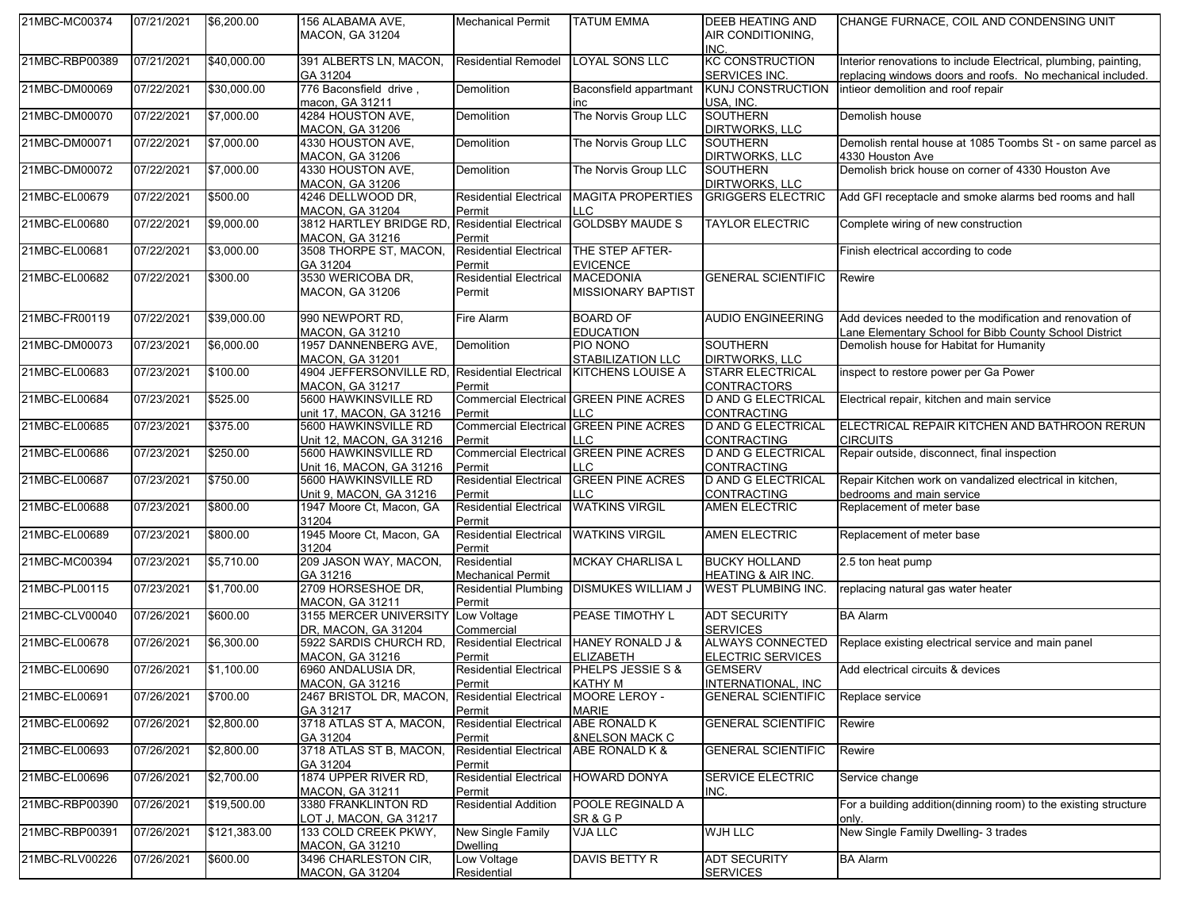| 21MBC-MC00374 | 07/21/2021 | $6,200.00 | 156 ALABAMA AVE, MACON, GA 31204 | Mechanical Permit | TATUM EMMA | DEEB HEATING AND AIR CONDITIONING, INC. | CHANGE FURNACE, COIL AND CONDENSING UNIT |
|---|---|---|---|---|---|---|---|
| 21MBC-RBP00389 | 07/21/2021 | $40,000.00 | 391 ALBERTS LN, MACON, GA 31204 | Residential Remodel | LOYAL SONS LLC | KC CONSTRUCTION SERVICES INC. | Interior renovations to include Electrical, plumbing, painting, replacing windows doors and roofs. No mechanical included. |
| 21MBC-DM00069 | 07/22/2021 | $30,000.00 | 776 Baconsfield drive , macon, GA 31211 | Demolition | Baconsfield appartmant inc | KUNJ CONSTRUCTION USA, INC. | intieor demolition and roof repair |
| 21MBC-DM00070 | 07/22/2021 | $7,000.00 | 4284 HOUSTON AVE, MACON, GA 31206 | Demolition | The Norvis Group LLC | SOUTHERN DIRTWORKS, LLC | Demolish house |
| 21MBC-DM00071 | 07/22/2021 | $7,000.00 | 4330 HOUSTON AVE, MACON, GA 31206 | Demolition | The Norvis Group LLC | SOUTHERN DIRTWORKS, LLC | Demolish rental house at 1085 Toombs St - on same parcel as 4330 Houston Ave |
| 21MBC-DM00072 | 07/22/2021 | $7,000.00 | 4330 HOUSTON AVE, MACON, GA 31206 | Demolition | The Norvis Group LLC | SOUTHERN DIRTWORKS, LLC | Demolish brick house on corner of 4330 Houston Ave |
| 21MBC-EL00679 | 07/22/2021 | $500.00 | 4246 DELLWOOD DR, MACON, GA 31204 | Residential Electrical Permit | MAGITA PROPERTIES LLC | GRIGGERS ELECTRIC | Add GFI receptacle and smoke alarms bed rooms and hall |
| 21MBC-EL00680 | 07/22/2021 | $9,000.00 | 3812 HARTLEY BRIDGE RD, MACON, GA 31216 | Residential Electrical Permit | GOLDSBY MAUDE S | TAYLOR ELECTRIC | Complete wiring of new construction |
| 21MBC-EL00681 | 07/22/2021 | $3,000.00 | 3508 THORPE ST, MACON, GA 31204 | Residential Electrical Permit | THE STEP AFTER-EVICENCE | | Finish electrical according to code |
| 21MBC-EL00682 | 07/22/2021 | $300.00 | 3530 WERICOBA DR, MACON, GA 31206 | Residential Electrical Permit | MACEDONIA MISSIONARY BAPTIST | GENERAL SCIENTIFIC | Rewire |
| 21MBC-FR00119 | 07/22/2021 | $39,000.00 | 990 NEWPORT RD, MACON, GA 31210 | Fire Alarm | BOARD OF EDUCATION | AUDIO ENGINEERING | Add devices needed to the modification and renovation of Lane Elementary School for Bibb County School District |
| 21MBC-DM00073 | 07/23/2021 | $6,000.00 | 1957 DANNENBERG AVE, MACON, GA 31201 | Demolition | PIO NONO STABILIZATION LLC | SOUTHERN DIRTWORKS, LLC | Demolish house for Habitat for Humanity |
| 21MBC-EL00683 | 07/23/2021 | $100.00 | 4904 JEFFERSONVILLE RD, MACON, GA 31217 | Residential Electrical Permit | KITCHENS LOUISE A | STARR ELECTRICAL CONTRACTORS | inspect to restore power per Ga Power |
| 21MBC-EL00684 | 07/23/2021 | $525.00 | 5600 HAWKINSVILLE RD unit 17, MACON, GA 31216 | Commercial Electrical Permit | GREEN PINE ACRES LLC | D AND G ELECTRICAL CONTRACTING | Electrical repair, kitchen and main service |
| 21MBC-EL00685 | 07/23/2021 | $375.00 | 5600 HAWKINSVILLE RD Unit 12, MACON, GA 31216 | Commercial Electrical Permit | GREEN PINE ACRES LLC | D AND G ELECTRICAL CONTRACTING | ELECTRICAL REPAIR KITCHEN AND BATHROON RERUN CIRCUITS |
| 21MBC-EL00686 | 07/23/2021 | $250.00 | 5600 HAWKINSVILLE RD Unit 16, MACON, GA 31216 | Commercial Electrical Permit | GREEN PINE ACRES LLC | D AND G ELECTRICAL CONTRACTING | Repair outside, disconnect, final inspection |
| 21MBC-EL00687 | 07/23/2021 | $750.00 | 5600 HAWKINSVILLE RD Unit 9, MACON, GA 31216 | Residential Electrical Permit | GREEN PINE ACRES LLC | D AND G ELECTRICAL CONTRACTING | Repair Kitchen work on vandalized electrical in kitchen, bedrooms and main service |
| 21MBC-EL00688 | 07/23/2021 | $800.00 | 1947 Moore Ct, Macon, GA 31204 | Residential Electrical Permit | WATKINS VIRGIL | AMEN ELECTRIC | Replacement of meter base |
| 21MBC-EL00689 | 07/23/2021 | $800.00 | 1945 Moore Ct, Macon, GA 31204 | Residential Electrical Permit | WATKINS VIRGIL | AMEN ELECTRIC | Replacement of meter base |
| 21MBC-MC00394 | 07/23/2021 | $5,710.00 | 209 JASON WAY, MACON, GA 31216 | Residential Mechanical Permit | MCKAY CHARLISA L | BUCKY HOLLAND HEATING & AIR INC. | 2.5 ton heat pump |
| 21MBC-PL00115 | 07/23/2021 | $1,700.00 | 2709 HORSESHOE DR, MACON, GA 31211 | Residential Plumbing Permit | DISMUKES WILLIAM J | WEST PLUMBING INC. | replacing natural gas water heater |
| 21MBC-CLV00040 | 07/26/2021 | $600.00 | 3155 MERCER UNIVERSITY DR, MACON, GA 31204 | Low Voltage Commercial | PEASE TIMOTHY L | ADT SECURITY SERVICES | BA Alarm |
| 21MBC-EL00678 | 07/26/2021 | $6,300.00 | 5922 SARDIS CHURCH RD, MACON, GA 31216 | Residential Electrical Permit | HANEY RONALD J & ELIZABETH | ALWAYS CONNECTED ELECTRIC SERVICES | Replace existing electrical service and main panel |
| 21MBC-EL00690 | 07/26/2021 | $1,100.00 | 6960 ANDALUSIA DR, MACON, GA 31216 | Residential Electrical Permit | PHELPS JESSIE S & KATHY M | GEMSERV INTERNATIONAL, INC | Add electrical circuits & devices |
| 21MBC-EL00691 | 07/26/2021 | $700.00 | 2467 BRISTOL DR, MACON, GA 31217 | Residential Electrical Permit | MOORE LEROY - MARIE | GENERAL SCIENTIFIC | Replace service |
| 21MBC-EL00692 | 07/26/2021 | $2,800.00 | 3718 ATLAS ST A, MACON, GA 31204 | Residential Electrical Permit | ABE RONALD K &NELSON MACK C | GENERAL SCIENTIFIC | Rewire |
| 21MBC-EL00693 | 07/26/2021 | $2,800.00 | 3718 ATLAS ST B, MACON, GA 31204 | Residential Electrical Permit | ABE RONALD K & | GENERAL SCIENTIFIC | Rewire |
| 21MBC-EL00696 | 07/26/2021 | $2,700.00 | 1874 UPPER RIVER RD, MACON, GA 31211 | Residential Electrical Permit | HOWARD DONYA | SERVICE ELECTRIC INC. | Service change |
| 21MBC-RBP00390 | 07/26/2021 | $19,500.00 | 3380 FRANKLINTON RD LOT J, MACON, GA 31217 | Residential Addition | POOLE REGINALD A SR & G P | | For a building addition(dinning room) to the existing structure only. |
| 21MBC-RBP00391 | 07/26/2021 | $121,383.00 | 133 COLD CREEK PKWY, MACON, GA 31210 | New Single Family Dwelling | VJA LLC | WJH LLC | New Single Family Dwelling- 3 trades |
| 21MBC-RLV00226 | 07/26/2021 | $600.00 | 3496 CHARLESTON CIR, MACON, GA 31204 | Low Voltage Residential | DAVIS BETTY R | ADT SECURITY SERVICES | BA Alarm |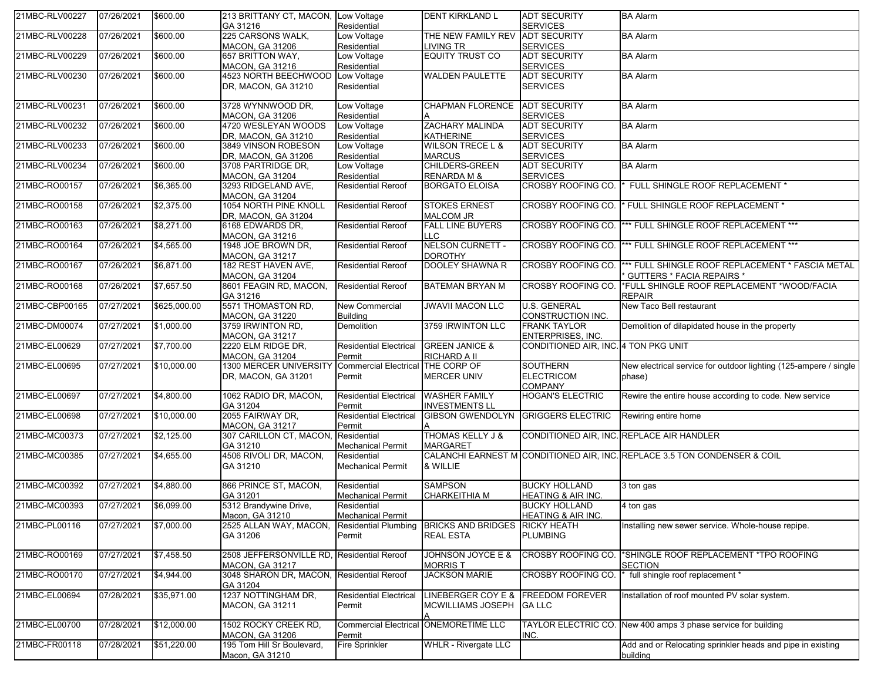| 21MBC-RLV00227 | 07/26/2021 | $600.00 | 213 BRITTANY CT, MACON, GA 31216 | Low Voltage Residential | DENT KIRKLAND L | ADT SECURITY SERVICES | BA Alarm |
|---|---|---|---|---|---|---|---|
| 21MBC-RLV00228 | 07/26/2021 | $600.00 | 225 CARSONS WALK, MACON, GA 31206 | Low Voltage Residential | THE NEW FAMILY REV LIVING TR | ADT SECURITY SERVICES | BA Alarm |
| 21MBC-RLV00229 | 07/26/2021 | $600.00 | 657 BRITTON WAY, MACON, GA 31216 | Low Voltage Residential | EQUITY TRUST CO | ADT SECURITY SERVICES | BA Alarm |
| 21MBC-RLV00230 | 07/26/2021 | $600.00 | 4523 NORTH BEECHWOOD DR, MACON, GA 31210 | Low Voltage Residential | WALDEN PAULETTE | ADT SECURITY SERVICES | BA Alarm |
| 21MBC-RLV00231 | 07/26/2021 | $600.00 | 3728 WYNNWOOD DR, MACON, GA 31206 | Low Voltage Residential | CHAPMAN FLORENCE A | ADT SECURITY SERVICES | BA Alarm |
| 21MBC-RLV00232 | 07/26/2021 | $600.00 | 4720 WESLEYAN WOODS DR, MACON, GA 31210 | Low Voltage Residential | ZACHARY MALINDA KATHERINE | ADT SECURITY SERVICES | BA Alarm |
| 21MBC-RLV00233 | 07/26/2021 | $600.00 | 3849 VINSON ROBESON DR, MACON, GA 31206 | Low Voltage Residential | WILSON TRECE L & MARCUS | ADT SECURITY SERVICES | BA Alarm |
| 21MBC-RLV00234 | 07/26/2021 | $600.00 | 3708 PARTRIDGE DR, MACON, GA 31204 | Low Voltage Residential | CHILDERS-GREEN RENARDA M & | ADT SECURITY SERVICES | BA Alarm |
| 21MBC-RO00157 | 07/26/2021 | $6,365.00 | 3293 RIDGELAND AVE, MACON, GA 31204 | Residential Reroof | BORGATO ELOISA | CROSBY ROOFING CO. | * FULL SHINGLE ROOF REPLACEMENT * |
| 21MBC-RO00158 | 07/26/2021 | $2,375.00 | 1054 NORTH PINE KNOLL DR, MACON, GA 31204 | Residential Reroof | STOKES ERNEST MALCOM JR | CROSBY ROOFING CO. | * FULL SHINGLE ROOF REPLACEMENT * |
| 21MBC-RO00163 | 07/26/2021 | $8,271.00 | 6168 EDWARDS DR, MACON, GA 31216 | Residential Reroof | FALL LINE BUYERS LLC | CROSBY ROOFING CO. | *** FULL SHINGLE ROOF REPLACEMENT *** |
| 21MBC-RO00164 | 07/26/2021 | $4,565.00 | 1948 JOE BROWN DR, MACON, GA 31217 | Residential Reroof | NELSON CURNETT - DOROTHY | CROSBY ROOFING CO. | *** FULL SHINGLE ROOF REPLACEMENT *** |
| 21MBC-RO00167 | 07/26/2021 | $6,871.00 | 182 REST HAVEN AVE, MACON, GA 31204 | Residential Reroof | DOOLEY SHAWNA R | CROSBY ROOFING CO. | *** FULL SHINGLE ROOF REPLACEMENT * FASCIA METAL * GUTTERS * FACIA REPAIRS * |
| 21MBC-RO00168 | 07/26/2021 | $7,657.50 | 8601 FEAGIN RD, MACON, GA 31216 | Residential Reroof | BATEMAN BRYAN M | CROSBY ROOFING CO. | *FULL SHINGLE ROOF REPLACEMENT *WOOD/FACIA REPAIR |
| 21MBC-CBP00165 | 07/27/2021 | $625,000.00 | 5571 THOMASTON RD, MACON, GA 31220 | New Commercial Building | JWAVII MACON LLC | U.S. GENERAL CONSTRUCTION INC. | New Taco Bell restaurant |
| 21MBC-DM00074 | 07/27/2021 | $1,000.00 | 3759 IRWINTON RD, MACON, GA 31217 | Demolition | 3759 IRWINTON LLC | FRANK TAYLOR ENTERPRISES, INC. | Demolition of dilapidated house in the property |
| 21MBC-EL00629 | 07/27/2021 | $7,700.00 | 2220 ELM RIDGE DR, MACON, GA 31204 | Residential Electrical Permit | GREEN JANICE & RICHARD A II | CONDITIONED AIR, INC. | 4 TON PKG UNIT |
| 21MBC-EL00695 | 07/27/2021 | $10,000.00 | 1300 MERCER UNIVERSITY DR, MACON, GA 31201 | Commercial Electrical Permit | THE CORP OF MERCER UNIV | SOUTHERN ELECTRICOM COMPANY | New electrical service for outdoor lighting (125-ampere / single phase) |
| 21MBC-EL00697 | 07/27/2021 | $4,800.00 | 1062 RADIO DR, MACON, GA 31204 | Residential Electrical Permit | WASHER FAMILY INVESTMENTS LL | HOGAN'S ELECTRIC | Rewire the entire house according to code. New service |
| 21MBC-EL00698 | 07/27/2021 | $10,000.00 | 2055 FAIRWAY DR, MACON, GA 31217 | Residential Electrical Permit | GIBSON GWENDOLYN A | GRIGGERS ELECTRIC | Rewiring entire home |
| 21MBC-MC00373 | 07/27/2021 | $2,125.00 | 307 CARILLON CT, MACON, GA 31210 | Residential Mechanical Permit | THOMAS KELLY J & MARGARET | CONDITIONED AIR, INC. | REPLACE AIR HANDLER |
| 21MBC-MC00385 | 07/27/2021 | $4,655.00 | 4506 RIVOLI DR, MACON, GA 31210 | Residential Mechanical Permit | CALANCHI EARNEST M & WILLIE | CONDITIONED AIR, INC. | REPLACE 3.5 TON CONDENSER & COIL |
| 21MBC-MC00392 | 07/27/2021 | $4,880.00 | 866 PRINCE ST, MACON, GA 31201 | Residential Mechanical Permit | SAMPSON CHARKEITHIA M | BUCKY HOLLAND HEATING & AIR INC. | 3 ton gas |
| 21MBC-MC00393 | 07/27/2021 | $6,099.00 | 5312 Brandywine Drive, Macon, GA 31210 | Residential Mechanical Permit | | BUCKY HOLLAND HEATING & AIR INC. | 4 ton gas |
| 21MBC-PL00116 | 07/27/2021 | $7,000.00 | 2525 ALLAN WAY, MACON, GA 31206 | Residential Plumbing Permit | BRICKS AND BRIDGES REAL ESTA | RICKY HEATH PLUMBING | Installing new sewer service. Whole-house repipe. |
| 21MBC-RO00169 | 07/27/2021 | $7,458.50 | 2508 JEFFERSONVILLE RD, MACON, GA 31217 | Residential Reroof | JOHNSON JOYCE E & MORRIS T | CROSBY ROOFING CO. | *SHINGLE ROOF REPLACEMENT *TPO ROOFING SECTION |
| 21MBC-RO00170 | 07/27/2021 | $4,944.00 | 3048 SHARON DR, MACON, GA 31204 | Residential Reroof | JACKSON MARIE | CROSBY ROOFING CO. | * full shingle roof replacement * |
| 21MBC-EL00694 | 07/28/2021 | $35,971.00 | 1237 NOTTINGHAM DR, MACON, GA 31211 | Residential Electrical Permit | LINEBERGER COY E & MCWILLIAMS JOSEPH A | FREEDOM FOREVER GA LLC | Installation of roof mounted PV solar system. |
| 21MBC-EL00700 | 07/28/2021 | $12,000.00 | 1502 ROCKY CREEK RD, MACON, GA 31206 | Commercial Electrical Permit | ONEMORETIME LLC | TAYLOR ELECTRIC CO. INC. | New 400 amps 3 phase service for building |
| 21MBC-FR00118 | 07/28/2021 | $51,220.00 | 195 Tom Hill Sr Boulevard, Macon, GA 31210 | Fire Sprinkler | WHLR - Rivergate LLC | | Add and or Relocating sprinkler heads and pipe in existing building |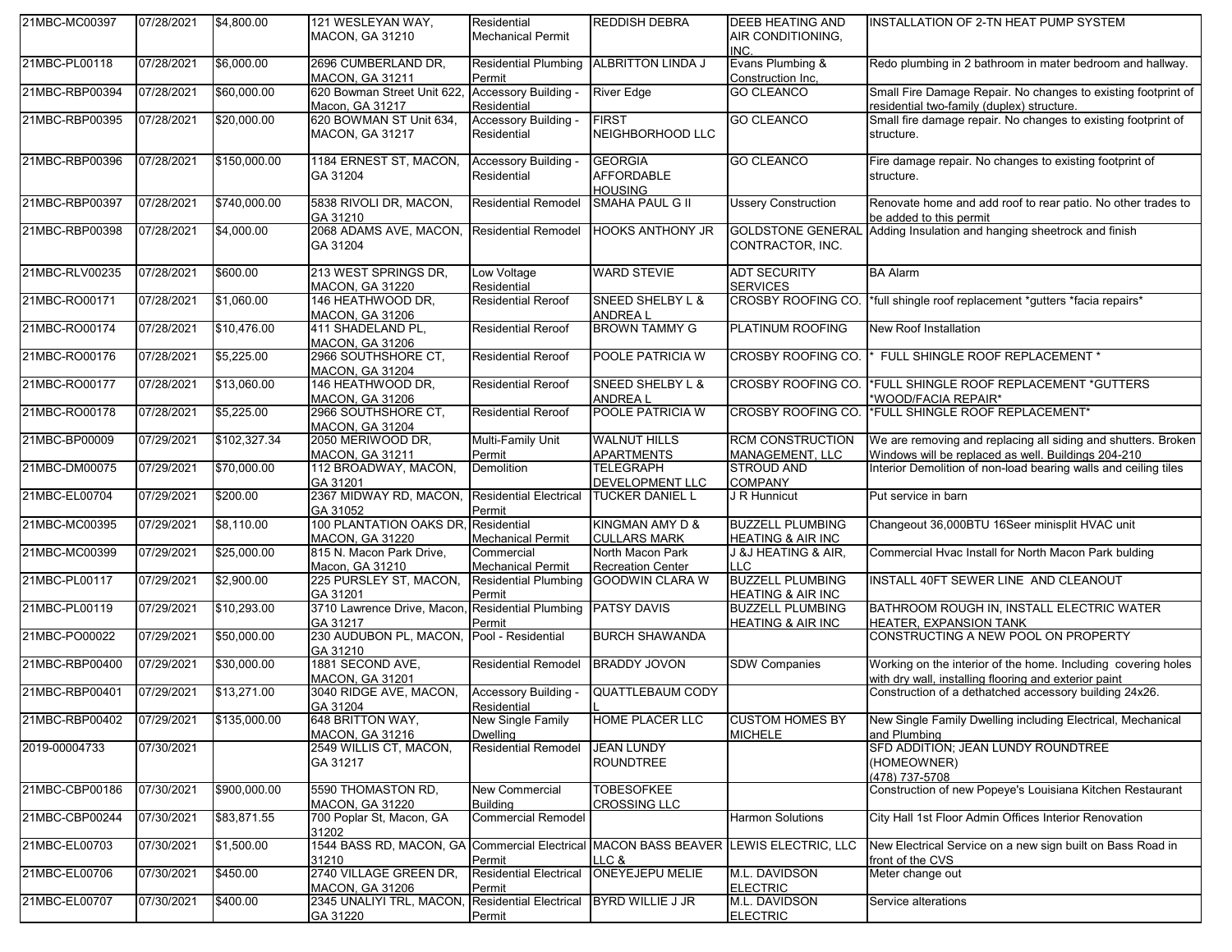| 21MBC-MC00397 | 07/28/2021 | $4,800.00 | 121 WESLEYAN WAY, MACON, GA 31210 | Residential Mechanical Permit | REDDISH DEBRA | DEEB HEATING AND AIR CONDITIONING, INC. | INSTALLATION OF 2-TN HEAT PUMP SYSTEM |
|---|---|---|---|---|---|---|---|
| 21MBC-PL00118 | 07/28/2021 | $6,000.00 | 2696 CUMBERLAND DR, MACON, GA 31211 | Residential Plumbing Permit | ALBRITTON LINDA J | Evans Plumbing & Construction Inc, | Redo plumbing in 2 bathroom in mater bedroom and hallway. |
| 21MBC-RBP00394 | 07/28/2021 | $60,000.00 | 620 Bowman Street Unit 622, Macon, GA 31217 | Accessory Building - Residential | River Edge | GO CLEANCO | Small Fire Damage Repair. No changes to existing footprint of residential two-family (duplex) structure. |
| 21MBC-RBP00395 | 07/28/2021 | $20,000.00 | 620 BOWMAN ST Unit 634, MACON, GA 31217 | Accessory Building - Residential | FIRST NEIGHBORHOOD LLC | GO CLEANCO | Small fire damage repair. No changes to existing footprint of structure. |
| 21MBC-RBP00396 | 07/28/2021 | $150,000.00 | 1184 ERNEST ST, MACON, GA 31204 | Accessory Building - Residential | GEORGIA AFFORDABLE HOUSING | GO CLEANCO | Fire damage repair. No changes to existing footprint of structure. |
| 21MBC-RBP00397 | 07/28/2021 | $740,000.00 | 5838 RIVOLI DR, MACON, GA 31210 | Residential Remodel | SMAHA PAUL G II | Ussery Construction | Renovate home and add roof to rear patio. No other trades to be added to this permit |
| 21MBC-RBP00398 | 07/28/2021 | $4,000.00 | 2068 ADAMS AVE, MACON, GA 31204 | Residential Remodel | HOOKS ANTHONY JR | GOLDSTONE GENERAL CONTRACTOR, INC. | Adding Insulation and hanging sheetrock and finish |
| 21MBC-RLV00235 | 07/28/2021 | $600.00 | 213 WEST SPRINGS DR, MACON, GA 31220 | Low Voltage Residential | WARD STEVIE | ADT SECURITY SERVICES | BA Alarm |
| 21MBC-RO00171 | 07/28/2021 | $1,060.00 | 146 HEATHWOOD DR, MACON, GA 31206 | Residential Reroof | SNEED SHELBY L & ANDREA L | CROSBY ROOFING CO. | *full shingle roof replacement *gutters *facia repairs* |
| 21MBC-RO00174 | 07/28/2021 | $10,476.00 | 411 SHADELAND PL, MACON, GA 31206 | Residential Reroof | BROWN TAMMY G | PLATINUM ROOFING | New Roof Installation |
| 21MBC-RO00176 | 07/28/2021 | $5,225.00 | 2966 SOUTHSHORE CT, MACON, GA 31204 | Residential Reroof | POOLE PATRICIA W | CROSBY ROOFING CO. | * FULL SHINGLE ROOF REPLACEMENT * |
| 21MBC-RO00177 | 07/28/2021 | $13,060.00 | 146 HEATHWOOD DR, MACON, GA 31206 | Residential Reroof | SNEED SHELBY L & ANDREA L | CROSBY ROOFING CO. | *FULL SHINGLE ROOF REPLACEMENT *GUTTERS *WOOD/FACIA REPAIR* |
| 21MBC-RO00178 | 07/28/2021 | $5,225.00 | 2966 SOUTHSHORE CT, MACON, GA 31204 | Residential Reroof | POOLE PATRICIA W | CROSBY ROOFING CO. | *FULL SHINGLE ROOF REPLACEMENT* |
| 21MBC-BP00009 | 07/29/2021 | $102,327.34 | 2050 MERIWOOD DR, MACON, GA 31211 | Multi-Family Unit Permit | WALNUT HILLS APARTMENTS | RCM CONSTRUCTION MANAGEMENT, LLC | We are removing and replacing all siding and shutters. Broken Windows will be replaced as well. Buildings 204-210 |
| 21MBC-DM00075 | 07/29/2021 | $70,000.00 | 112 BROADWAY, MACON, GA 31201 | Demolition | TELEGRAPH DEVELOPMENT LLC | STROUD AND COMPANY | Interior Demolition of non-load bearing walls and ceiling tiles |
| 21MBC-EL00704 | 07/29/2021 | $200.00 | 2367 MIDWAY RD, MACON, GA 31052 | Residential Electrical Permit | TUCKER DANIEL L | J R Hunnicut | Put service in barn |
| 21MBC-MC00395 | 07/29/2021 | $8,110.00 | 100 PLANTATION OAKS DR, MACON, GA 31220 | Residential Mechanical Permit | KINGMAN AMY D & CULLARS MARK | BUZZELL PLUMBING HEATING & AIR INC | Changeout 36,000BTU 16Seer minisplit HVAC unit |
| 21MBC-MC00399 | 07/29/2021 | $25,000.00 | 815 N. Macon Park Drive, Macon, GA 31210 | Commercial Mechanical Permit | North Macon Park Recreation Center | J &J HEATING & AIR, LLC | Commercial Hvac Install for North Macon Park bulding |
| 21MBC-PL00117 | 07/29/2021 | $2,900.00 | 225 PURSLEY ST, MACON, GA 31201 | Residential Plumbing Permit | GOODWIN CLARA W | BUZZELL PLUMBING HEATING & AIR INC | INSTALL 40FT SEWER LINE AND CLEANOUT |
| 21MBC-PL00119 | 07/29/2021 | $10,293.00 | 3710 Lawrence Drive, Macon, GA 31217 | Residential Plumbing Permit | PATSY DAVIS | BUZZELL PLUMBING HEATING & AIR INC | BATHROOM ROUGH IN, INSTALL ELECTRIC WATER HEATER, EXPANSION TANK |
| 21MBC-PO00022 | 07/29/2021 | $50,000.00 | 230 AUDUBON PL, MACON, GA 31210 | Pool - Residential | BURCH SHAWANDA | | CONSTRUCTING A NEW POOL ON PROPERTY |
| 21MBC-RBP00400 | 07/29/2021 | $30,000.00 | 1881 SECOND AVE, MACON, GA 31201 | Residential Remodel | BRADDY JOVON | SDW Companies | Working on the interior of the home. Including covering holes with dry wall, installing flooring and exterior paint |
| 21MBC-RBP00401 | 07/29/2021 | $13,271.00 | 3040 RIDGE AVE, MACON, GA 31204 | Accessory Building - Residential | QUATTLEBAUM CODY L | | Construction of a dethatched accessory building 24x26. |
| 21MBC-RBP00402 | 07/29/2021 | $135,000.00 | 648 BRITTON WAY, MACON, GA 31216 | New Single Family Dwelling | HOME PLACER LLC | CUSTOM HOMES BY MICHELE | New Single Family Dwelling including Electrical, Mechanical and Plumbing |
| 2019-00004733 | 07/30/2021 | | 2549 WILLIS CT, MACON, GA 31217 | Residential Remodel | JEAN LUNDY ROUNDTREE | | SFD ADDITION; JEAN LUNDY ROUNDTREE (HOMEOWNER) (478) 737-5708 |
| 21MBC-CBP00186 | 07/30/2021 | $900,000.00 | 5590 THOMASTON RD, MACON, GA 31220 | New Commercial Building | TOBESOFKEE CROSSING LLC | | Construction of new Popeye's Louisiana Kitchen Restaurant |
| 21MBC-CBP00244 | 07/30/2021 | $83,871.55 | 700 Poplar St, Macon, GA 31202 | Commercial Remodel | | Harmon Solutions | City Hall 1st Floor Admin Offices Interior Renovation |
| 21MBC-EL00703 | 07/30/2021 | $1,500.00 | 1544 BASS RD, MACON, GA 31210 | Commercial Electrical Permit | MACON BASS BEAVER LLC & | LEWIS ELECTRIC, LLC | New Electrical Service on a new sign built on Bass Road in front of the CVS |
| 21MBC-EL00706 | 07/30/2021 | $450.00 | 2740 VILLAGE GREEN DR, MACON, GA 31206 | Residential Electrical Permit | ONEYEJEPU MELIE | M.L. DAVIDSON ELECTRIC | Meter change out |
| 21MBC-EL00707 | 07/30/2021 | $400.00 | 2345 UNALIYI TRL, MACON, GA 31220 | Residential Electrical Permit | BYRD WILLIE J JR | M.L. DAVIDSON ELECTRIC | Service alterations |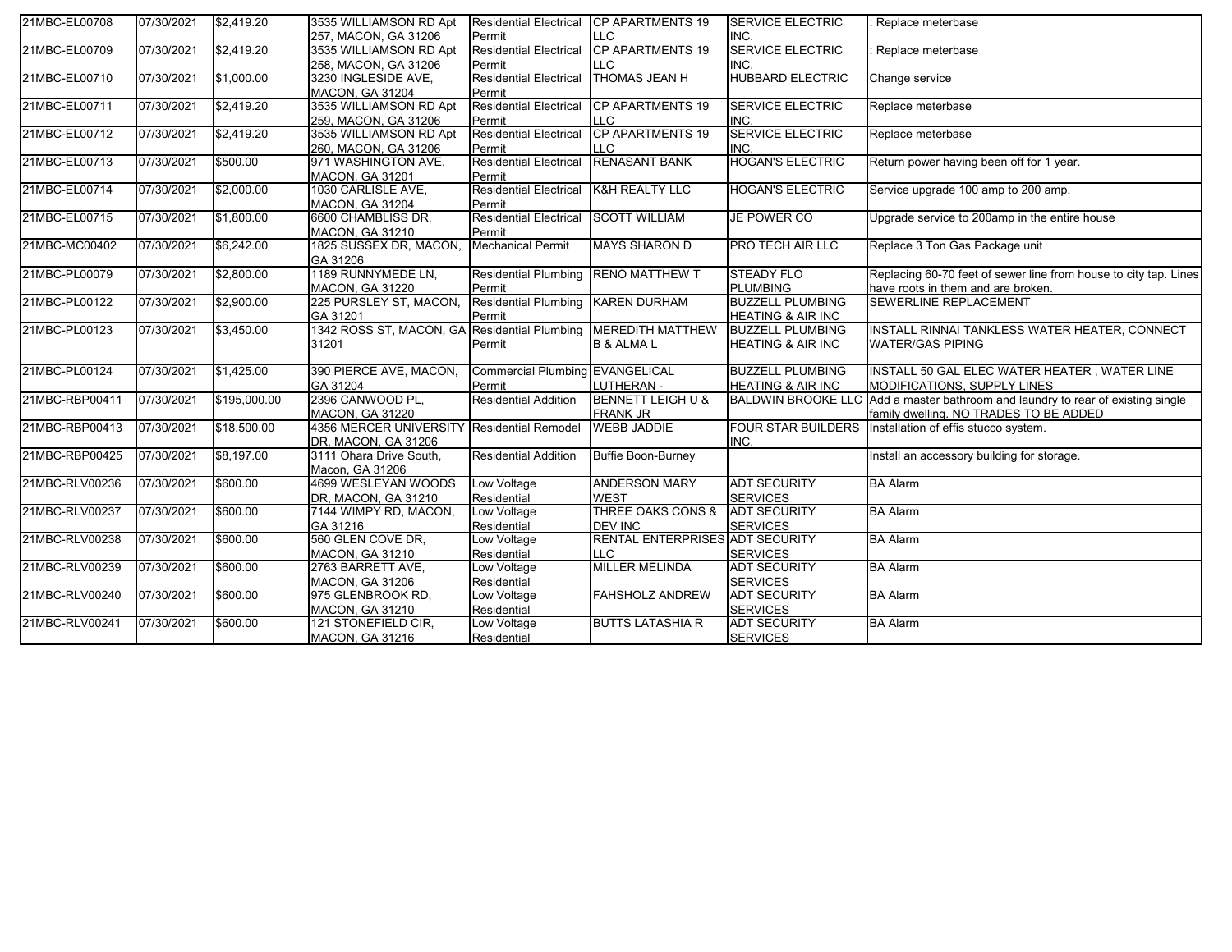| | | | | | | | |
|---|---|---|---|---|---|---|---|
| 21MBC-EL00708 | 07/30/2021 | $2,419.20 | 3535 WILLIAMSON RD Apt 257, MACON, GA 31206 | Residential Electrical Permit | CP APARTMENTS 19 LLC | SERVICE ELECTRIC INC. | : Replace meterbase |
| 21MBC-EL00709 | 07/30/2021 | $2,419.20 | 3535 WILLIAMSON RD Apt 258, MACON, GA 31206 | Residential Electrical Permit | CP APARTMENTS 19 LLC | SERVICE ELECTRIC INC. | : Replace meterbase |
| 21MBC-EL00710 | 07/30/2021 | $1,000.00 | 3230 INGLESIDE AVE, MACON, GA 31204 | Residential Electrical Permit | THOMAS JEAN H | HUBBARD ELECTRIC | Change service |
| 21MBC-EL00711 | 07/30/2021 | $2,419.20 | 3535 WILLIAMSON RD Apt 259, MACON, GA 31206 | Residential Electrical Permit | CP APARTMENTS 19 LLC | SERVICE ELECTRIC INC. | Replace meterbase |
| 21MBC-EL00712 | 07/30/2021 | $2,419.20 | 3535 WILLIAMSON RD Apt 260, MACON, GA 31206 | Residential Electrical Permit | CP APARTMENTS 19 LLC | SERVICE ELECTRIC INC. | Replace meterbase |
| 21MBC-EL00713 | 07/30/2021 | $500.00 | 971 WASHINGTON AVE, MACON, GA 31201 | Residential Electrical Permit | RENASANT BANK | HOGAN'S ELECTRIC | Return power having been off for 1 year. |
| 21MBC-EL00714 | 07/30/2021 | $2,000.00 | 1030 CARLISLE AVE, MACON, GA 31204 | Residential Electrical Permit | K&H REALTY LLC | HOGAN'S ELECTRIC | Service upgrade 100 amp to 200 amp. |
| 21MBC-EL00715 | 07/30/2021 | $1,800.00 | 6600 CHAMBLISS DR, MACON, GA 31210 | Residential Electrical Permit | SCOTT WILLIAM | JE POWER CO | Upgrade service to 200amp in the entire house |
| 21MBC-MC00402 | 07/30/2021 | $6,242.00 | 1825 SUSSEX DR, MACON, GA 31206 | Mechanical Permit | MAYS SHARON D | PRO TECH AIR LLC | Replace 3 Ton Gas Package unit |
| 21MBC-PL00079 | 07/30/2021 | $2,800.00 | 1189 RUNNYMEDE LN, MACON, GA 31220 | Residential Plumbing Permit | RENO MATTHEW T | STEADY FLO PLUMBING | Replacing 60-70 feet of sewer line from house to city tap. Lines have roots in them and are broken. |
| 21MBC-PL00122 | 07/30/2021 | $2,900.00 | 225 PURSLEY ST, MACON, GA 31201 | Residential Plumbing Permit | KAREN DURHAM | BUZZELL PLUMBING HEATING & AIR INC | SEWERLINE REPLACEMENT |
| 21MBC-PL00123 | 07/30/2021 | $3,450.00 | 1342 ROSS ST, MACON, GA 31201 | Residential Plumbing Permit | MEREDITH MATTHEW B & ALMA L | BUZZELL PLUMBING HEATING & AIR INC | INSTALL RINNAI TANKLESS WATER HEATER, CONNECT WATER/GAS PIPING |
| 21MBC-PL00124 | 07/30/2021 | $1,425.00 | 390 PIERCE AVE, MACON, GA 31204 | Commercial Plumbing Permit | EVANGELICAL LUTHERAN - | BUZZELL PLUMBING HEATING & AIR INC | INSTALL 50 GAL ELEC WATER HEATER , WATER LINE MODIFICATIONS, SUPPLY LINES |
| 21MBC-RBP00411 | 07/30/2021 | $195,000.00 | 2396 CANWOOD PL, MACON, GA 31220 | Residential Addition | BENNETT LEIGH U & FRANK JR | BALDWIN BROOKE LLC | Add a master bathroom and laundry to rear of existing single family dwelling. NO TRADES TO BE ADDED |
| 21MBC-RBP00413 | 07/30/2021 | $18,500.00 | 4356 MERCER UNIVERSITY DR, MACON, GA 31206 | Residential Remodel | WEBB JADDIE | FOUR STAR BUILDERS INC. | Installation of effis stucco system. |
| 21MBC-RBP00425 | 07/30/2021 | $8,197.00 | 3111 Ohara Drive South, Macon, GA 31206 | Residential Addition | Buffie Boon-Burney | | Install an accessory building for storage. |
| 21MBC-RLV00236 | 07/30/2021 | $600.00 | 4699 WESLEYAN WOODS DR, MACON, GA 31210 | Low Voltage Residential | ANDERSON MARY WEST | ADT SECURITY SERVICES | BA Alarm |
| 21MBC-RLV00237 | 07/30/2021 | $600.00 | 7144 WIMPY RD, MACON, GA 31216 | Low Voltage Residential | THREE OAKS CONS & DEV INC | ADT SECURITY SERVICES | BA Alarm |
| 21MBC-RLV00238 | 07/30/2021 | $600.00 | 560 GLEN COVE DR, MACON, GA 31210 | Low Voltage Residential | RENTAL ENTERPRISES LLC | ADT SECURITY SERVICES | BA Alarm |
| 21MBC-RLV00239 | 07/30/2021 | $600.00 | 2763 BARRETT AVE, MACON, GA 31206 | Low Voltage Residential | MILLER MELINDA | ADT SECURITY SERVICES | BA Alarm |
| 21MBC-RLV00240 | 07/30/2021 | $600.00 | 975 GLENBROOK RD, MACON, GA 31210 | Low Voltage Residential | FAHSHOLZ ANDREW | ADT SECURITY SERVICES | BA Alarm |
| 21MBC-RLV00241 | 07/30/2021 | $600.00 | 121 STONEFIELD CIR, MACON, GA 31216 | Low Voltage Residential | BUTTS LATASHIA R | ADT SECURITY SERVICES | BA Alarm |